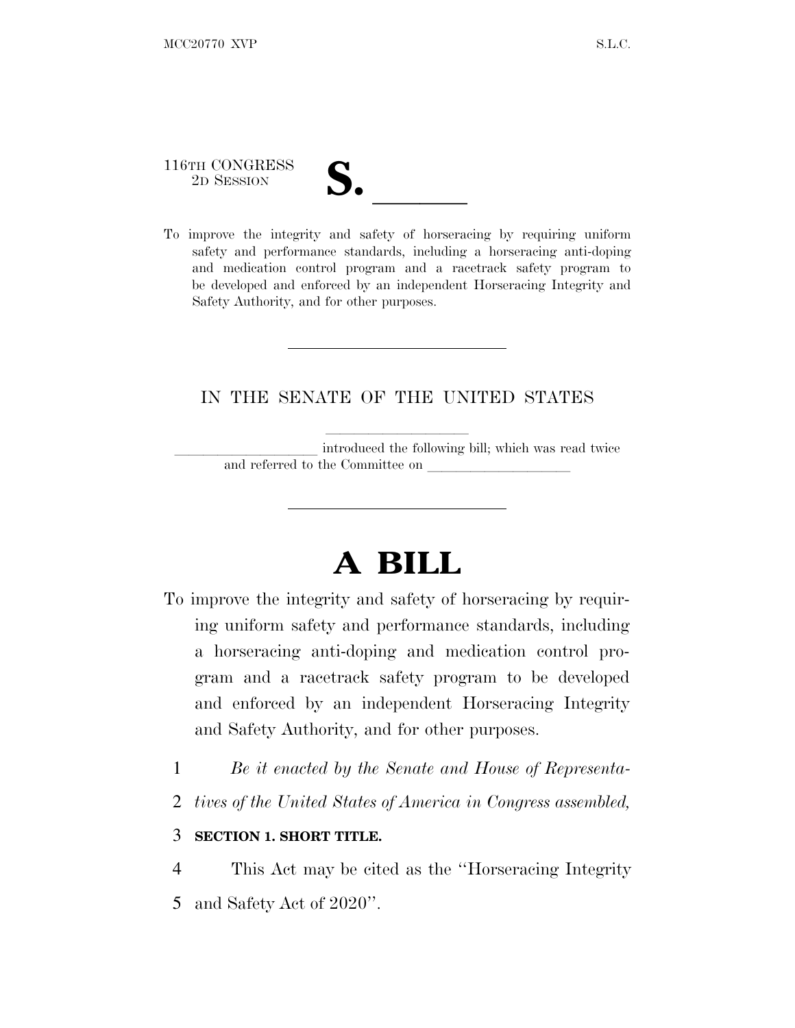116TH CONGRESS
2D SESSION

# S. \_\_\_\_\_\_

To improve the integrity and safety of horseracing by requiring uniform safety and performance standards, including a horseracing anti-doping and medication control program and a racetrack safety program to be developed and enforced by an independent Horseracing Integrity and Safety Authority, and for other purposes.

---

IN THE SENATE OF THE UNITED STATES

\_\_\_\_\_\_\_\_\_\_\_\_\_\_\_\_\_\_\_\_ introduced the following bill; which was read twice and referred to the Committee on \_\_\_\_\_\_\_\_\_\_\_\_\_\_\_\_\_\_\_\_

---

# A BILL

To improve the integrity and safety of horseracing by requiring uniform safety and performance standards, including a horseracing anti-doping and medication control program and a racetrack safety program to be developed and enforced by an independent Horseracing Integrity and Safety Authority, and for other purposes.

1 *Be it enacted by the Senate and House of Representa-*
2 *tives of the United States of America in Congress assembled,*

3 **SECTION 1. SHORT TITLE.**

4 This Act may be cited as the ''Horseracing Integrity
5 and Safety Act of 2020''.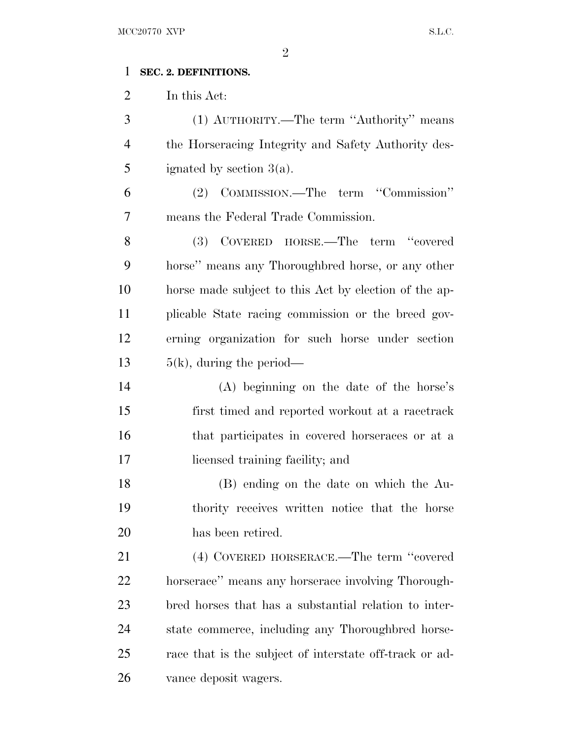**SEC. 2. DEFINITIONS.**

In this Act:

(1) AUTHORITY.—The term ''Authority'' means the Horseracing Integrity and Safety Authority designated by section 3(a).

(2) COMMISSION.—The term ''Commission'' means the Federal Trade Commission.

(3) COVERED HORSE.—The term ''covered horse'' means any Thoroughbred horse, or any other horse made subject to this Act by election of the applicable State racing commission or the breed governing organization for such horse under section 5(k), during the period—

(A) beginning on the date of the horse's first timed and reported workout at a racetrack that participates in covered horseraces or at a licensed training facility; and

(B) ending on the date on which the Authority receives written notice that the horse has been retired.

(4) COVERED HORSERACE.—The term ''covered horserace'' means any horserace involving Thoroughbred horses that has a substantial relation to interstate commerce, including any Thoroughbred horserace that is the subject of interstate off-track or advance deposit wagers.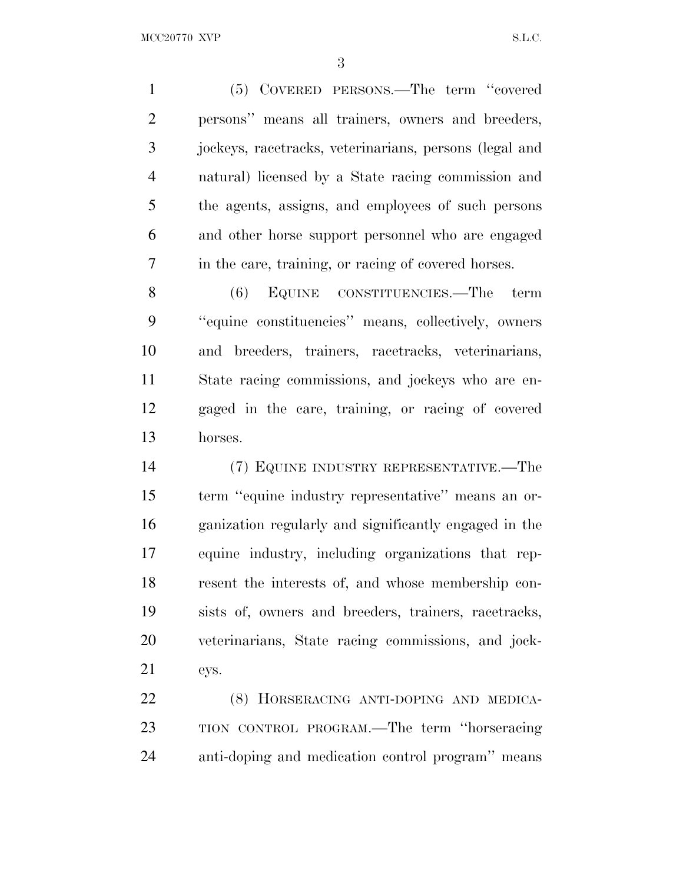(5) COVERED PERSONS.—The term ''covered persons'' means all trainers, owners and breeders, jockeys, racetracks, veterinarians, persons (legal and natural) licensed by a State racing commission and the agents, assigns, and employees of such persons and other horse support personnel who are engaged in the care, training, or racing of covered horses.

(6) EQUINE CONSTITUENCIES.—The term ''equine constituencies'' means, collectively, owners and breeders, trainers, racetracks, veterinarians, State racing commissions, and jockeys who are engaged in the care, training, or racing of covered horses.

(7) EQUINE INDUSTRY REPRESENTATIVE.—The term ''equine industry representative'' means an organization regularly and significantly engaged in the equine industry, including organizations that represent the interests of, and whose membership consists of, owners and breeders, trainers, racetracks, veterinarians, State racing commissions, and jockeys.

(8) HORSERACING ANTI-DOPING AND MEDICATION CONTROL PROGRAM.—The term ''horseracing anti-doping and medication control program'' means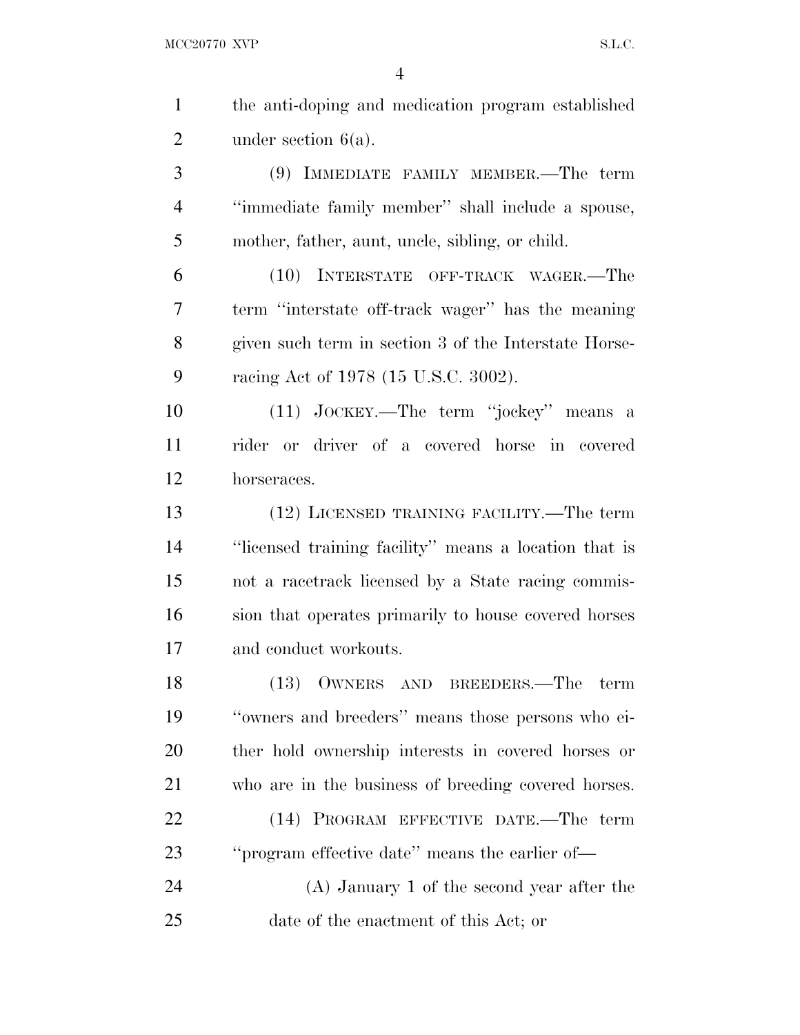the anti-doping and medication program established under section 6(a).

(9) IMMEDIATE FAMILY MEMBER.—The term ''immediate family member'' shall include a spouse, mother, father, aunt, uncle, sibling, or child.

(10) INTERSTATE OFF-TRACK WAGER.—The term ''interstate off-track wager'' has the meaning given such term in section 3 of the Interstate Horseracing Act of 1978 (15 U.S.C. 3002).

(11) JOCKEY.—The term ''jockey'' means a rider or driver of a covered horse in covered horseraces.

(12) LICENSED TRAINING FACILITY.—The term ''licensed training facility'' means a location that is not a racetrack licensed by a State racing commission that operates primarily to house covered horses and conduct workouts.

(13) OWNERS AND BREEDERS.—The term ''owners and breeders'' means those persons who either hold ownership interests in covered horses or who are in the business of breeding covered horses.

(14) PROGRAM EFFECTIVE DATE.—The term ''program effective date'' means the earlier of—

(A) January 1 of the second year after the date of the enactment of this Act; or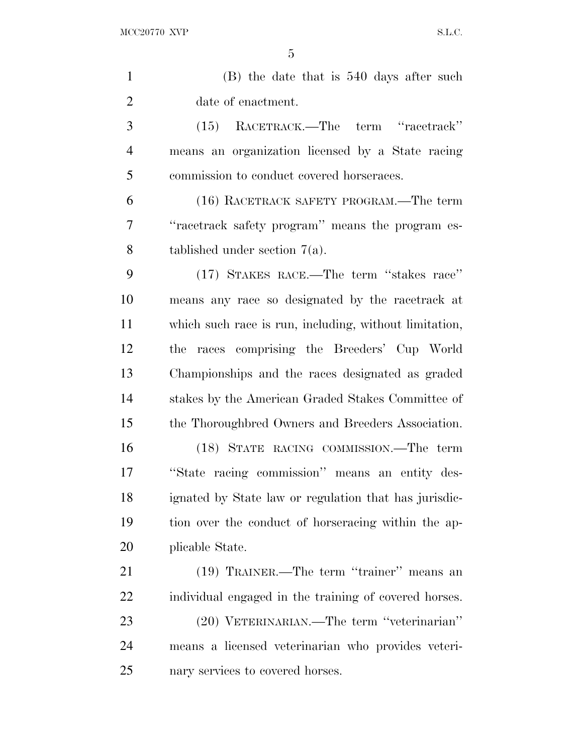(B) the date that is 540 days after such date of enactment.

(15) RACETRACK.—The term ''racetrack'' means an organization licensed by a State racing commission to conduct covered horseraces.

(16) RACETRACK SAFETY PROGRAM.—The term ''racetrack safety program'' means the program established under section 7(a).

(17) STAKES RACE.—The term ''stakes race'' means any race so designated by the racetrack at which such race is run, including, without limitation, the races comprising the Breeders' Cup World Championships and the races designated as graded stakes by the American Graded Stakes Committee of the Thoroughbred Owners and Breeders Association.

(18) STATE RACING COMMISSION.—The term ''State racing commission'' means an entity designated by State law or regulation that has jurisdiction over the conduct of horseracing within the applicable State.

(19) TRAINER.—The term ''trainer'' means an individual engaged in the training of covered horses.

(20) VETERINARIAN.—The term ''veterinarian'' means a licensed veterinarian who provides veterinary services to covered horses.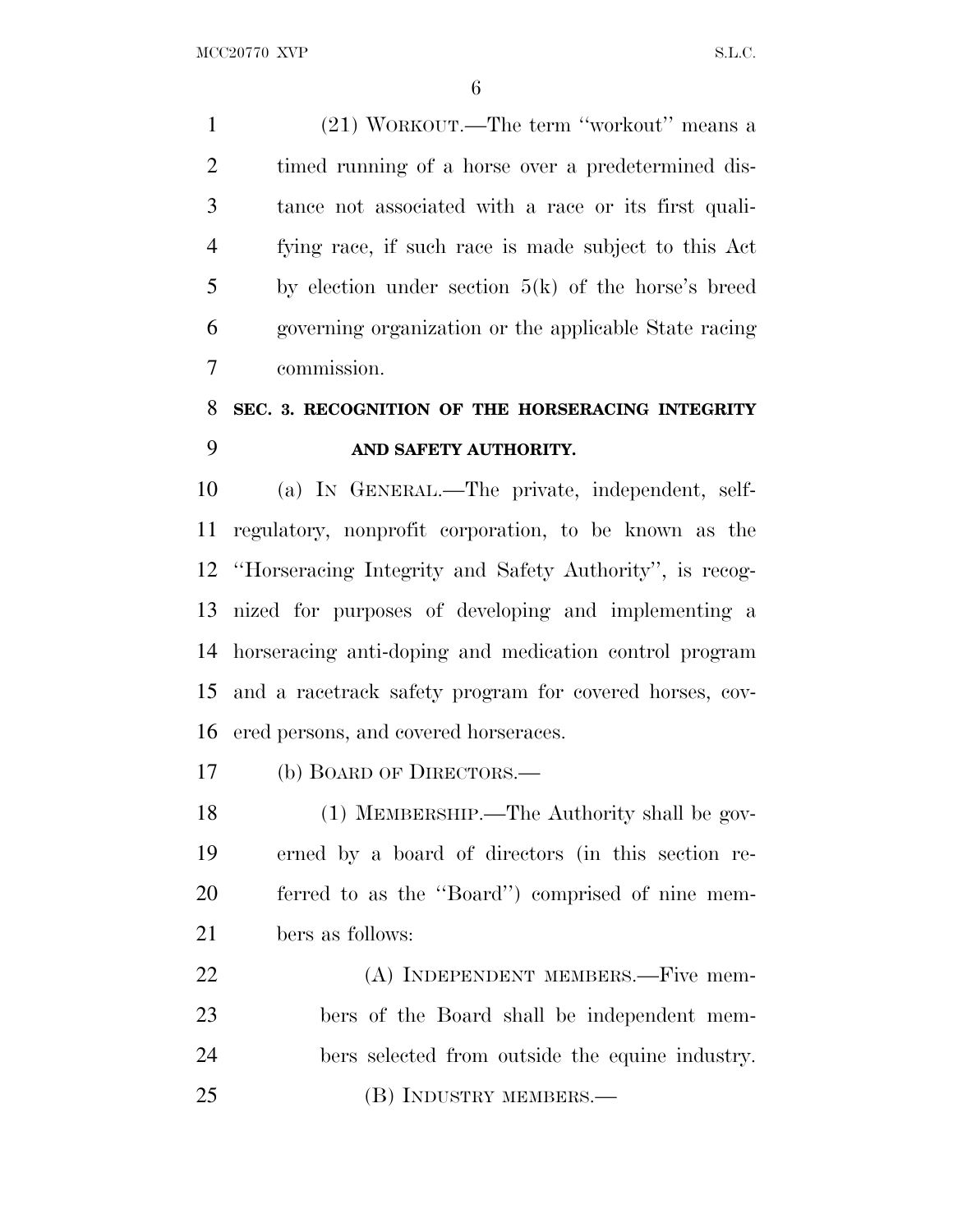(21) WORKOUT.—The term "workout" means a timed running of a horse over a predetermined distance not associated with a race or its first qualifying race, if such race is made subject to this Act by election under section 5(k) of the horse's breed governing organization or the applicable State racing commission.

## SEC. 3. RECOGNITION OF THE HORSERACING INTEGRITY AND SAFETY AUTHORITY.

(a) IN GENERAL.—The private, independent, self-regulatory, nonprofit corporation, to be known as the "Horseracing Integrity and Safety Authority", is recognized for purposes of developing and implementing a horseracing anti-doping and medication control program and a racetrack safety program for covered horses, covered persons, and covered horseraces.

(b) BOARD OF DIRECTORS.—

(1) MEMBERSHIP.—The Authority shall be governed by a board of directors (in this section referred to as the "Board") comprised of nine members as follows:

(A) INDEPENDENT MEMBERS.—Five members of the Board shall be independent members selected from outside the equine industry.

(B) INDUSTRY MEMBERS.—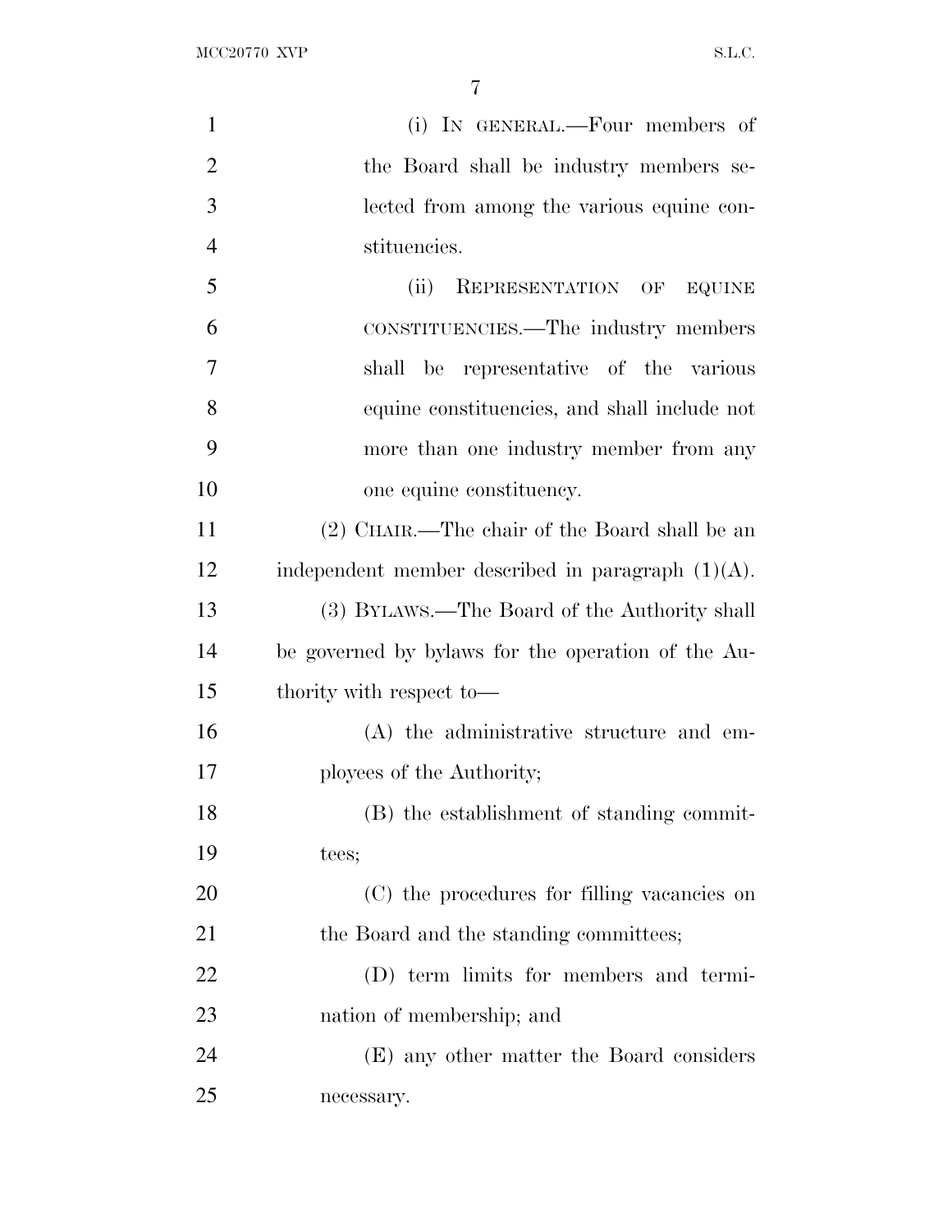(i) IN GENERAL.—Four members of the Board shall be industry members selected from among the various equine constituencies.

(ii) REPRESENTATION OF EQUINE CONSTITUENCIES.—The industry members shall be representative of the various equine constituencies, and shall include not more than one industry member from any one equine constituency.

(2) CHAIR.—The chair of the Board shall be an independent member described in paragraph (1)(A).

(3) BYLAWS.—The Board of the Authority shall be governed by bylaws for the operation of the Authority with respect to—

(A) the administrative structure and employees of the Authority;

(B) the establishment of standing committees;

(C) the procedures for filling vacancies on the Board and the standing committees;

(D) term limits for members and termination of membership; and

(E) any other matter the Board considers necessary.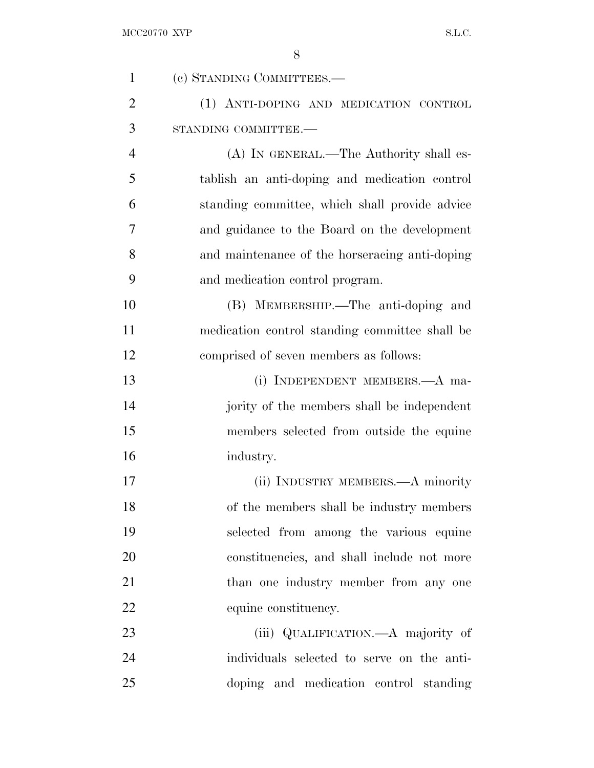(c) STANDING COMMITTEES.—

(1) ANTI-DOPING AND MEDICATION CONTROL STANDING COMMITTEE.—

(A) IN GENERAL.—The Authority shall establish an anti-doping and medication control standing committee, which shall provide advice and guidance to the Board on the development and maintenance of the horseracing anti-doping and medication control program.

(B) MEMBERSHIP.—The anti-doping and medication control standing committee shall be comprised of seven members as follows:

(i) INDEPENDENT MEMBERS.—A majority of the members shall be independent members selected from outside the equine industry.

(ii) INDUSTRY MEMBERS.—A minority of the members shall be industry members selected from among the various equine constituencies, and shall include not more than one industry member from any one equine constituency.

(iii) QUALIFICATION.—A majority of individuals selected to serve on the anti-doping and medication control standing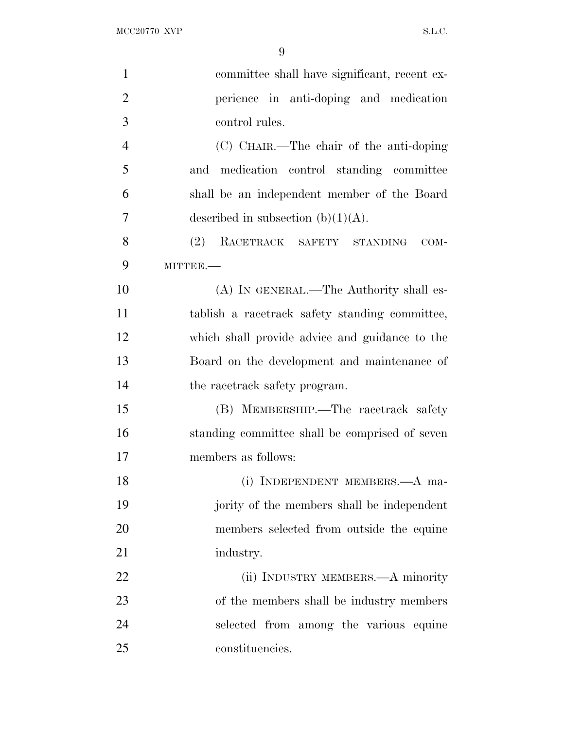committee shall have significant, recent experience in anti-doping and medication control rules.

(C) CHAIR.—The chair of the anti-doping and medication control standing committee shall be an independent member of the Board described in subsection (b)(1)(A).

(2) RACETRACK SAFETY STANDING COMMITTEE.—

(A) IN GENERAL.—The Authority shall establish a racetrack safety standing committee, which shall provide advice and guidance to the Board on the development and maintenance of the racetrack safety program.

(B) MEMBERSHIP.—The racetrack safety standing committee shall be comprised of seven members as follows:

(i) INDEPENDENT MEMBERS.—A majority of the members shall be independent members selected from outside the equine industry.

(ii) INDUSTRY MEMBERS.—A minority of the members shall be industry members selected from among the various equine constituencies.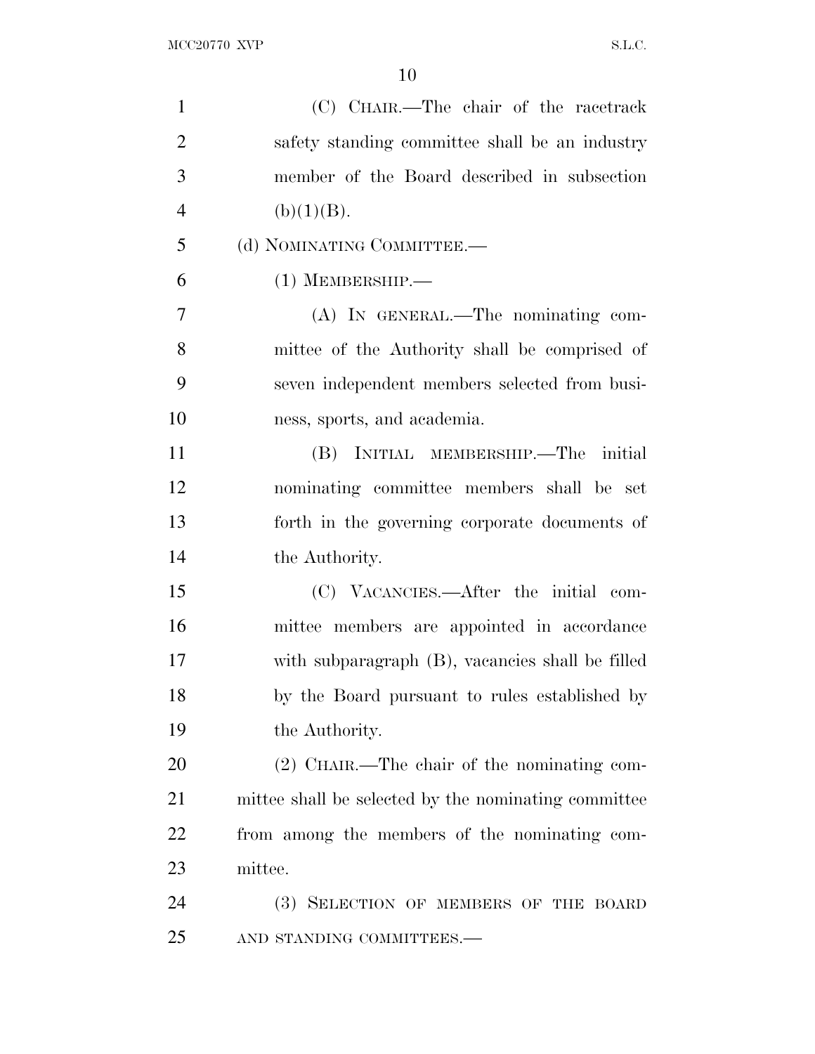(C) CHAIR.—The chair of the racetrack safety standing committee shall be an industry member of the Board described in subsection (b)(1)(B).

(d) NOMINATING COMMITTEE.—

(1) MEMBERSHIP.—

(A) IN GENERAL.—The nominating committee of the Authority shall be comprised of seven independent members selected from business, sports, and academia.

(B) INITIAL MEMBERSHIP.—The initial nominating committee members shall be set forth in the governing corporate documents of the Authority.

(C) VACANCIES.—After the initial committee members are appointed in accordance with subparagraph (B), vacancies shall be filled by the Board pursuant to rules established by the Authority.

(2) CHAIR.—The chair of the nominating committee shall be selected by the nominating committee from among the members of the nominating committee.

(3) SELECTION OF MEMBERS OF THE BOARD AND STANDING COMMITTEES.—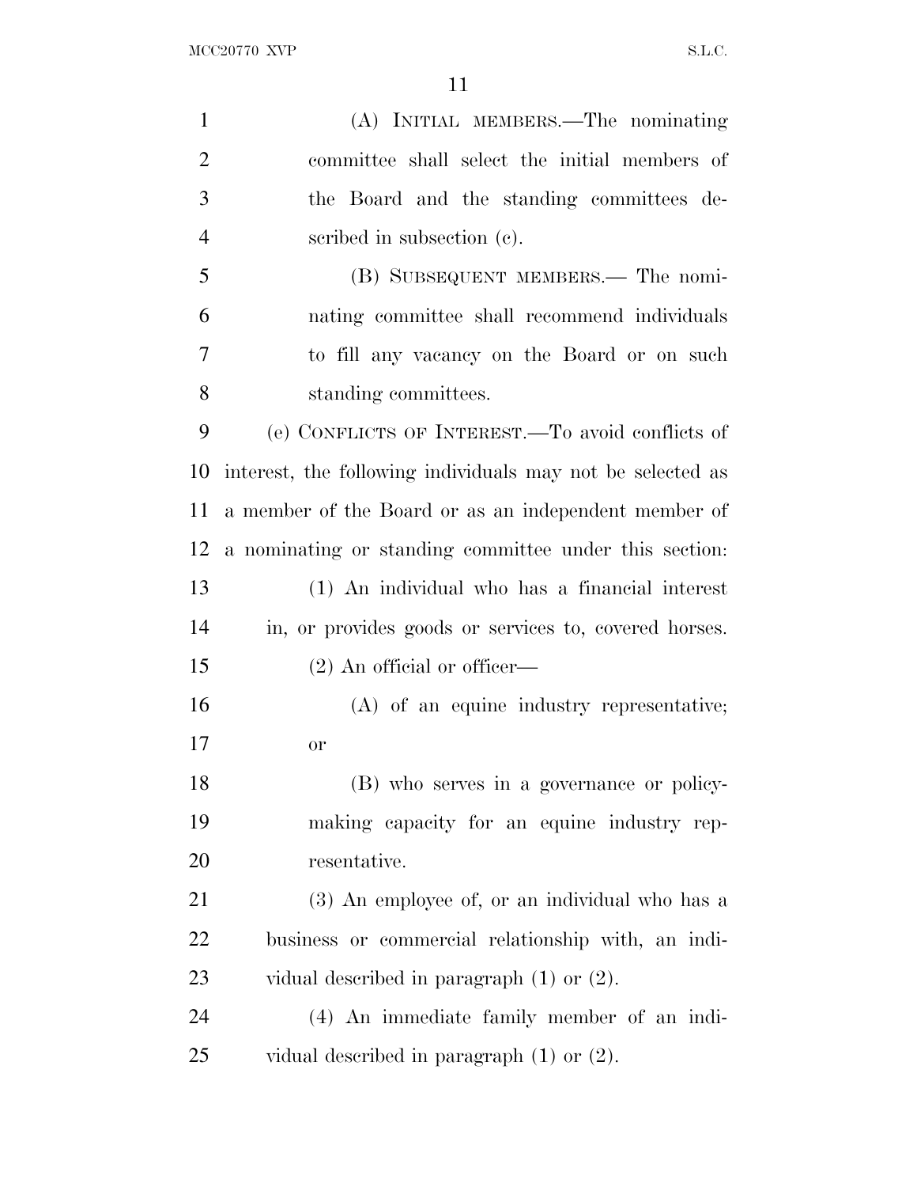(A) INITIAL MEMBERS.—The nominating committee shall select the initial members of the Board and the standing committees described in subsection (c).

(B) SUBSEQUENT MEMBERS.— The nominating committee shall recommend individuals to fill any vacancy on the Board or on such standing committees.

(e) CONFLICTS OF INTEREST.—To avoid conflicts of interest, the following individuals may not be selected as a member of the Board or as an independent member of a nominating or standing committee under this section:

(1) An individual who has a financial interest in, or provides goods or services to, covered horses.

(2) An official or officer—

(A) of an equine industry representative; or

(B) who serves in a governance or policy-making capacity for an equine industry representative.

(3) An employee of, or an individual who has a business or commercial relationship with, an individual described in paragraph (1) or (2).

(4) An immediate family member of an individual described in paragraph (1) or (2).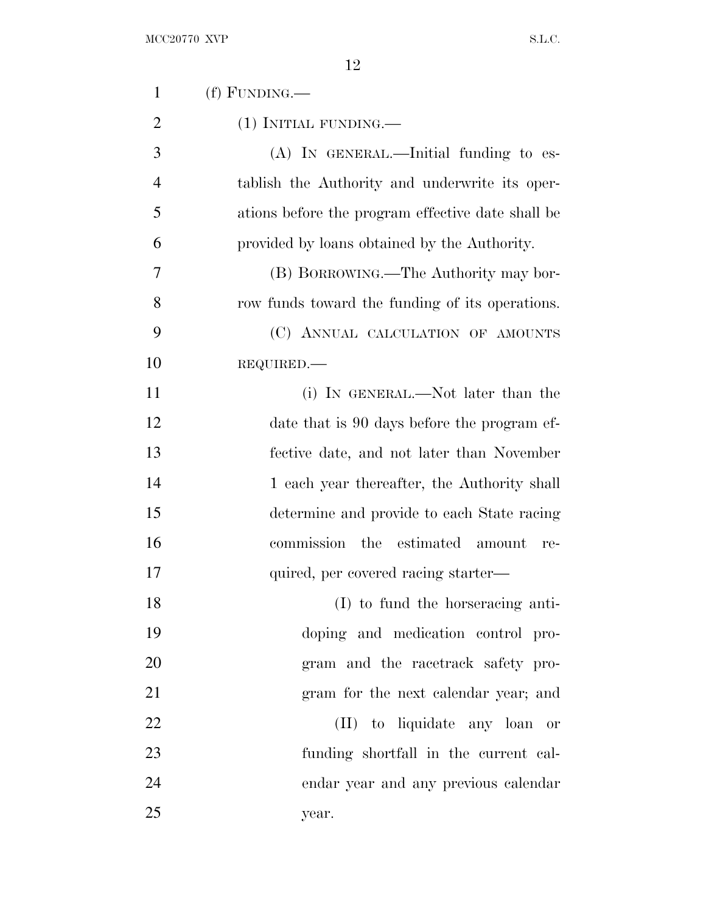(f) FUNDING.—

(1) INITIAL FUNDING.—

(A) IN GENERAL.—Initial funding to establish the Authority and underwrite its operations before the program effective date shall be provided by loans obtained by the Authority.

(B) BORROWING.—The Authority may borrow funds toward the funding of its operations.

(C) ANNUAL CALCULATION OF AMOUNTS REQUIRED.—

(i) IN GENERAL.—Not later than the date that is 90 days before the program effective date, and not later than November 1 each year thereafter, the Authority shall determine and provide to each State racing commission the estimated amount required, per covered racing starter—

(I) to fund the horseracing anti-doping and medication control program and the racetrack safety program for the next calendar year; and

(II) to liquidate any loan or funding shortfall in the current calendar year and any previous calendar year.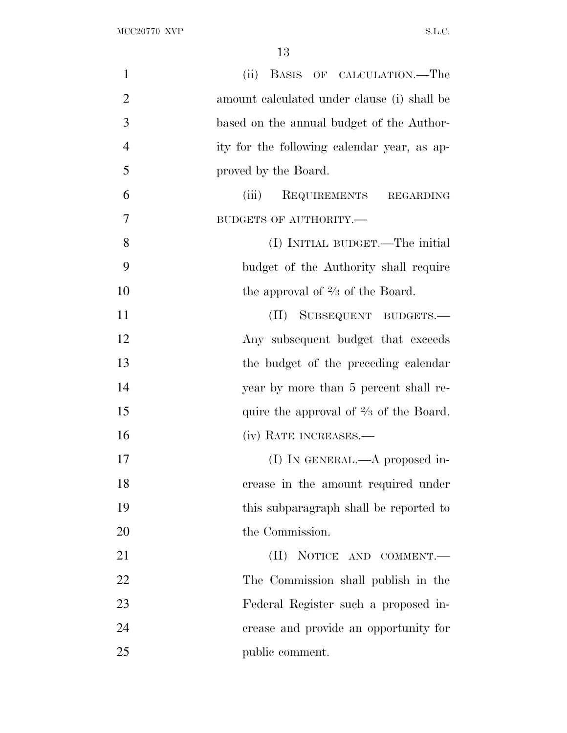(ii) BASIS OF CALCULATION.—The amount calculated under clause (i) shall be based on the annual budget of the Authority for the following calendar year, as approved by the Board.

(iii) REQUIREMENTS REGARDING BUDGETS OF AUTHORITY.—

(I) INITIAL BUDGET.—The initial budget of the Authority shall require the approval of ⅔ of the Board.

(II) SUBSEQUENT BUDGETS.—Any subsequent budget that exceeds the budget of the preceding calendar year by more than 5 percent shall require the approval of ⅔ of the Board.

(iv) RATE INCREASES.—

(I) IN GENERAL.—A proposed increase in the amount required under this subparagraph shall be reported to the Commission.

(II) NOTICE AND COMMENT.—The Commission shall publish in the Federal Register such a proposed increase and provide an opportunity for public comment.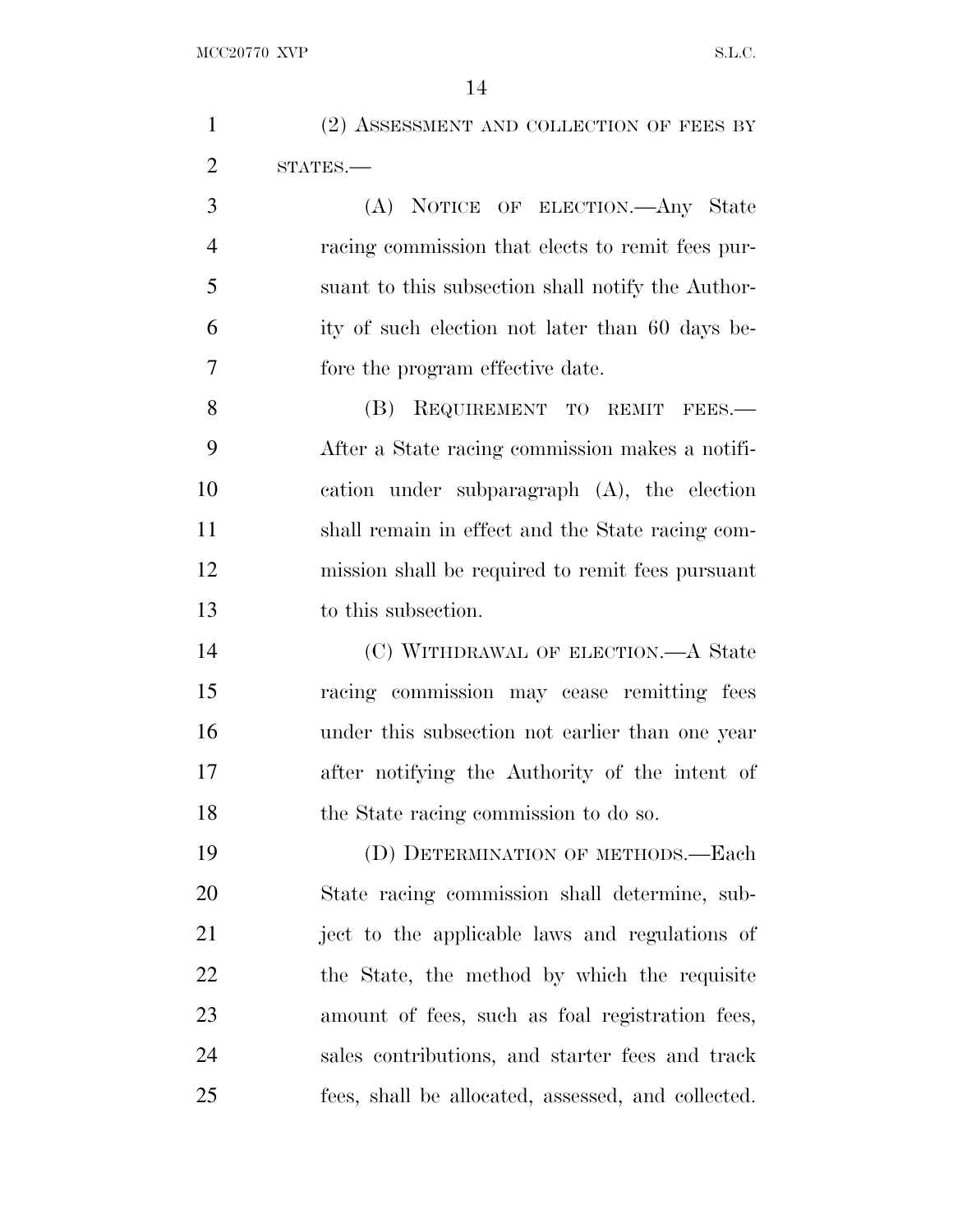(2) ASSESSMENT AND COLLECTION OF FEES BY STATES.—

(A) NOTICE OF ELECTION.—Any State racing commission that elects to remit fees pursuant to this subsection shall notify the Authority of such election not later than 60 days before the program effective date.

(B) REQUIREMENT TO REMIT FEES.—After a State racing commission makes a notification under subparagraph (A), the election shall remain in effect and the State racing commission shall be required to remit fees pursuant to this subsection.

(C) WITHDRAWAL OF ELECTION.—A State racing commission may cease remitting fees under this subsection not earlier than one year after notifying the Authority of the intent of the State racing commission to do so.

(D) DETERMINATION OF METHODS.—Each State racing commission shall determine, subject to the applicable laws and regulations of the State, the method by which the requisite amount of fees, such as foal registration fees, sales contributions, and starter fees and track fees, shall be allocated, assessed, and collected.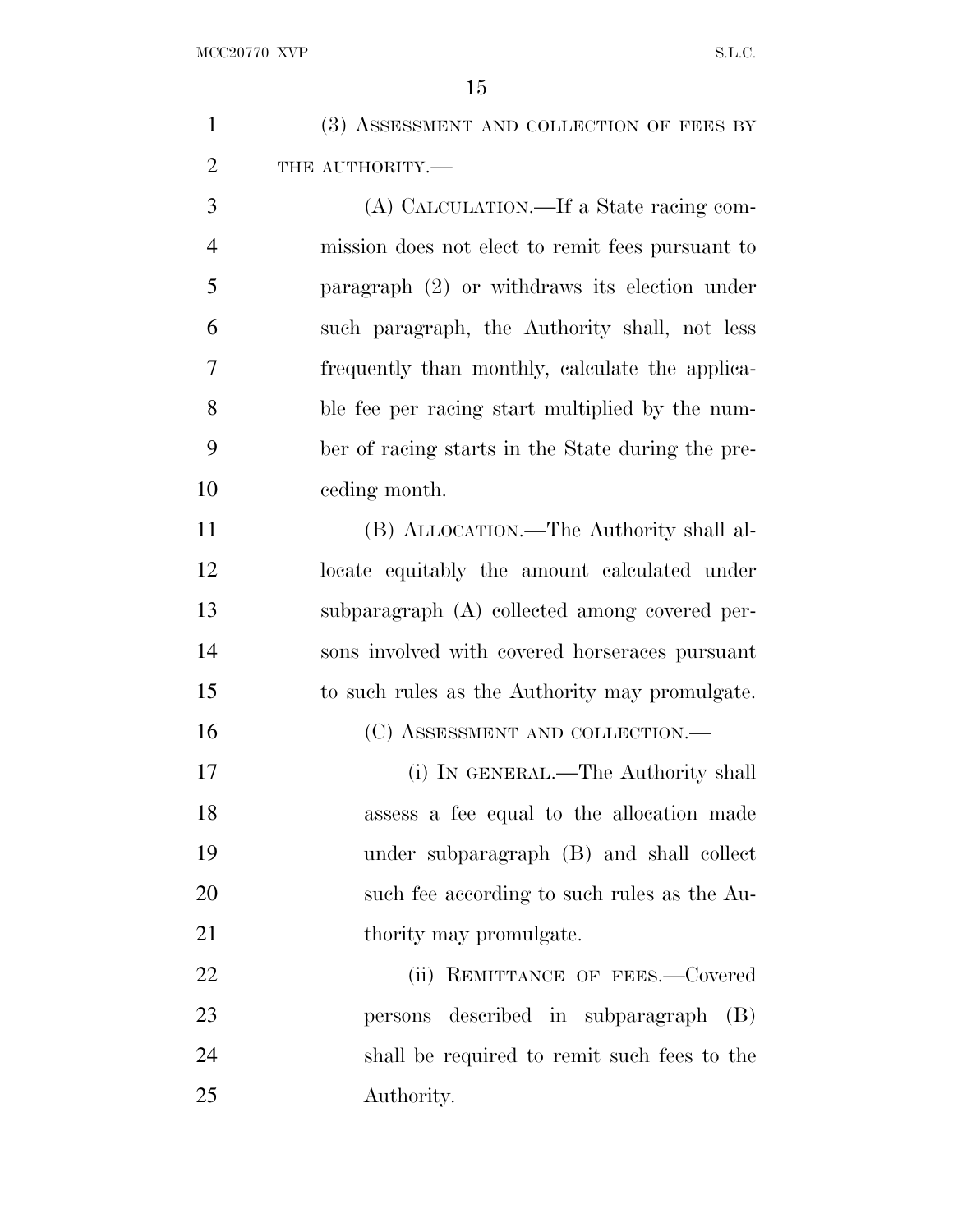(3) ASSESSMENT AND COLLECTION OF FEES BY THE AUTHORITY.—

(A) CALCULATION.—If a State racing commission does not elect to remit fees pursuant to paragraph (2) or withdraws its election under such paragraph, the Authority shall, not less frequently than monthly, calculate the applicable fee per racing start multiplied by the number of racing starts in the State during the preceding month.

(B) ALLOCATION.—The Authority shall allocate equitably the amount calculated under subparagraph (A) collected among covered persons involved with covered horseraces pursuant to such rules as the Authority may promulgate.

(C) ASSESSMENT AND COLLECTION.—

(i) IN GENERAL.—The Authority shall assess a fee equal to the allocation made under subparagraph (B) and shall collect such fee according to such rules as the Authority may promulgate.

(ii) REMITTANCE OF FEES.—Covered persons described in subparagraph (B) shall be required to remit such fees to the Authority.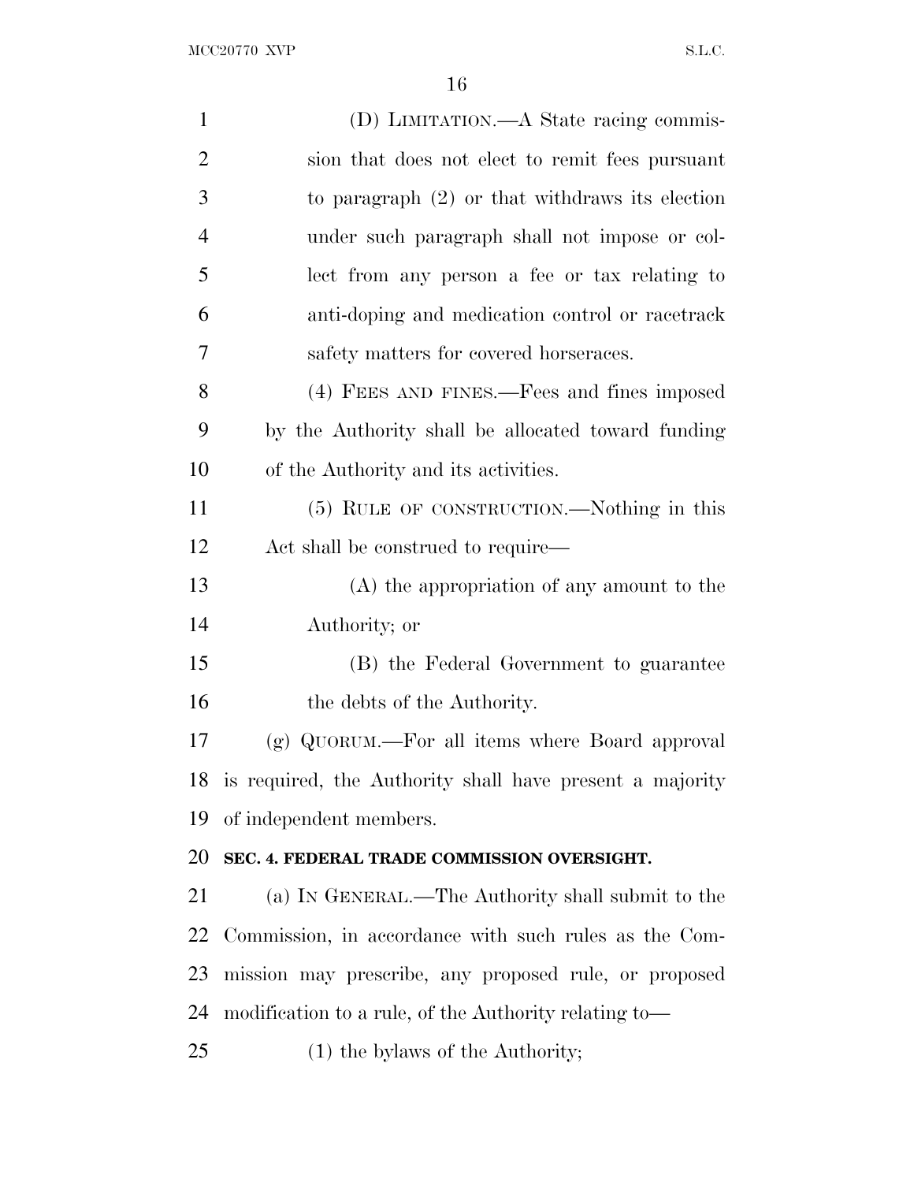(D) LIMITATION.—A State racing commission that does not elect to remit fees pursuant to paragraph (2) or that withdraws its election under such paragraph shall not impose or collect from any person a fee or tax relating to anti-doping and medication control or racetrack safety matters for covered horseraces.

(4) FEES AND FINES.—Fees and fines imposed by the Authority shall be allocated toward funding of the Authority and its activities.

(5) RULE OF CONSTRUCTION.—Nothing in this Act shall be construed to require—

(A) the appropriation of any amount to the Authority; or

(B) the Federal Government to guarantee the debts of the Authority.

(g) QUORUM.—For all items where Board approval is required, the Authority shall have present a majority of independent members.

**SEC. 4. FEDERAL TRADE COMMISSION OVERSIGHT.**

(a) IN GENERAL.—The Authority shall submit to the Commission, in accordance with such rules as the Commission may prescribe, any proposed rule, or proposed modification to a rule, of the Authority relating to—

(1) the bylaws of the Authority;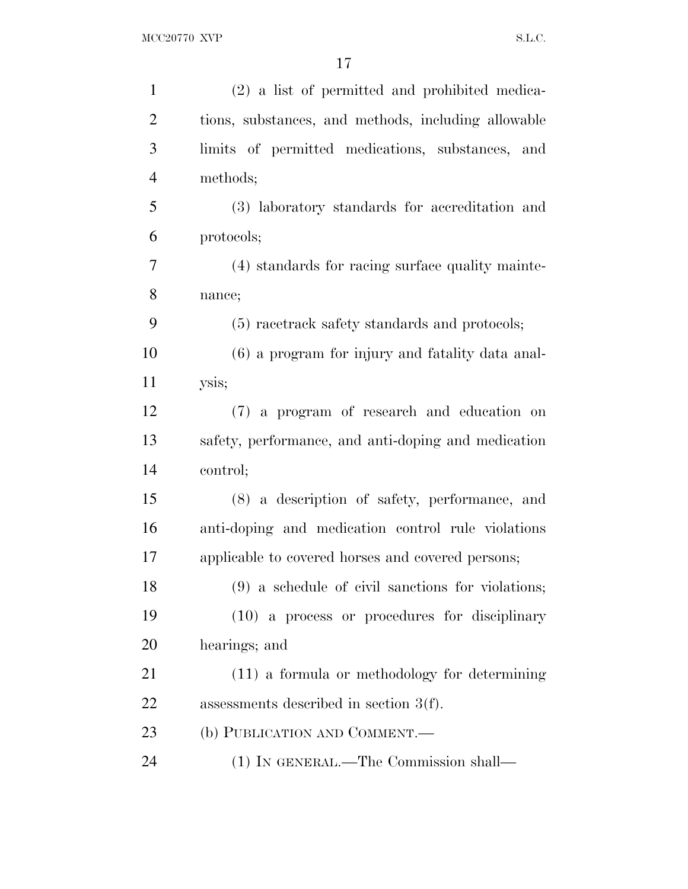(2) a list of permitted and prohibited medications, substances, and methods, including allowable limits of permitted medications, substances, and methods;

(3) laboratory standards for accreditation and protocols;

(4) standards for racing surface quality maintenance;

(5) racetrack safety standards and protocols;

(6) a program for injury and fatality data analysis;

(7) a program of research and education on safety, performance, and anti-doping and medication control;

(8) a description of safety, performance, and anti-doping and medication control rule violations applicable to covered horses and covered persons;

(9) a schedule of civil sanctions for violations;

(10) a process or procedures for disciplinary hearings; and

(11) a formula or methodology for determining assessments described in section 3(f).

(b) PUBLICATION AND COMMENT.—

(1) IN GENERAL.—The Commission shall—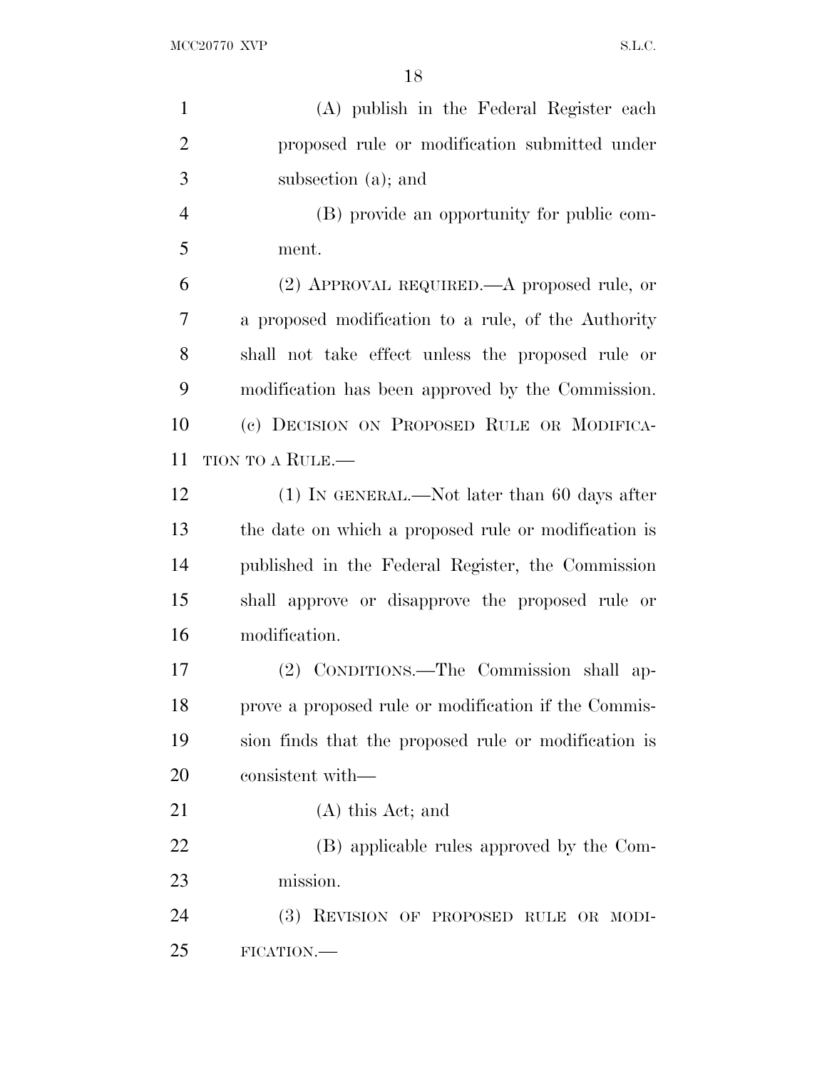(A) publish in the Federal Register each proposed rule or modification submitted under subsection (a); and

(B) provide an opportunity for public comment.

(2) APPROVAL REQUIRED.—A proposed rule, or a proposed modification to a rule, of the Authority shall not take effect unless the proposed rule or modification has been approved by the Commission.

(c) DECISION ON PROPOSED RULE OR MODIFICATION TO A RULE.—

(1) IN GENERAL.—Not later than 60 days after the date on which a proposed rule or modification is published in the Federal Register, the Commission shall approve or disapprove the proposed rule or modification.

(2) CONDITIONS.—The Commission shall approve a proposed rule or modification if the Commission finds that the proposed rule or modification is consistent with—

(A) this Act; and

(B) applicable rules approved by the Commission.

(3) REVISION OF PROPOSED RULE OR MODIFICATION.—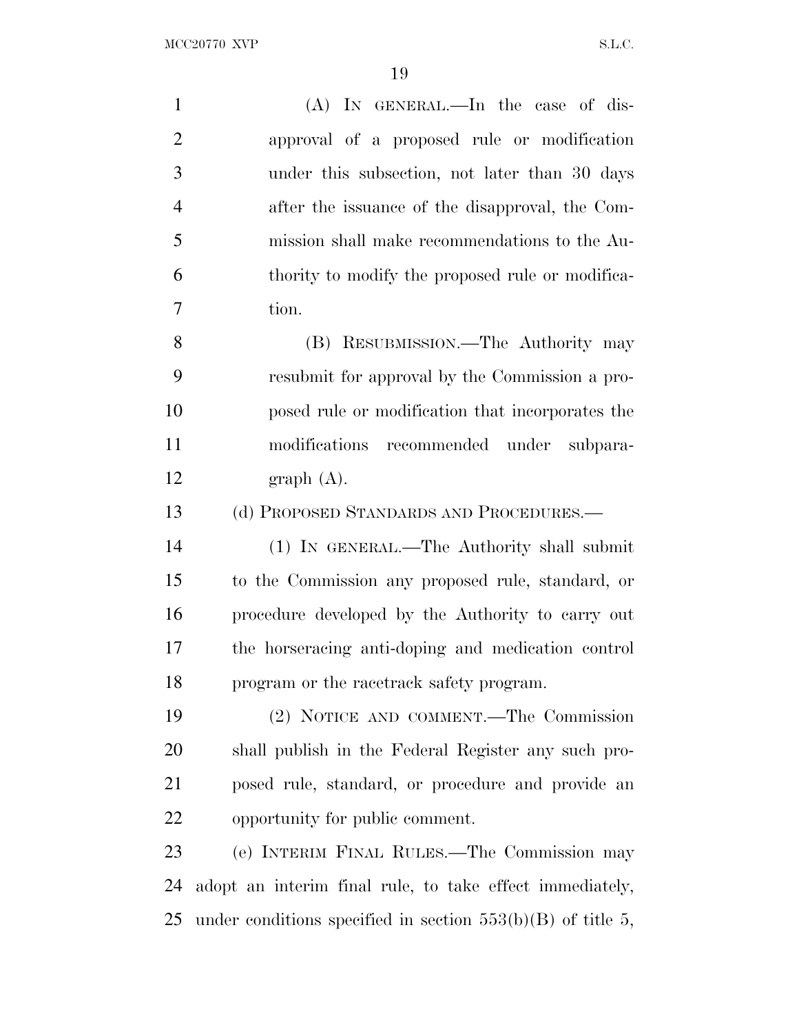(A) IN GENERAL.—In the case of disapproval of a proposed rule or modification under this subsection, not later than 30 days after the issuance of the disapproval, the Commission shall make recommendations to the Authority to modify the proposed rule or modification.

(B) RESUBMISSION.—The Authority may resubmit for approval by the Commission a proposed rule or modification that incorporates the modifications recommended under subparagraph (A).

(d) PROPOSED STANDARDS AND PROCEDURES.—

(1) IN GENERAL.—The Authority shall submit to the Commission any proposed rule, standard, or procedure developed by the Authority to carry out the horseracing anti-doping and medication control program or the racetrack safety program.

(2) NOTICE AND COMMENT.—The Commission shall publish in the Federal Register any such proposed rule, standard, or procedure and provide an opportunity for public comment.

(e) INTERIM FINAL RULES.—The Commission may adopt an interim final rule, to take effect immediately, under conditions specified in section 553(b)(B) of title 5,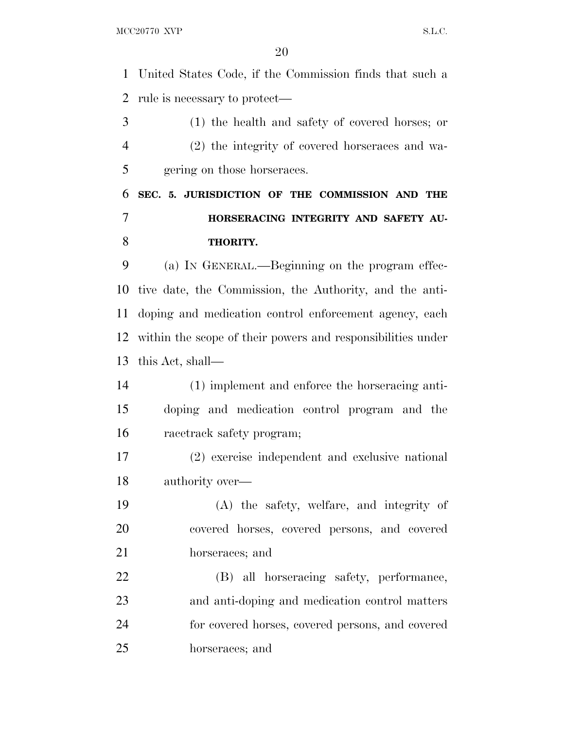United States Code, if the Commission finds that such a rule is necessary to protect—

(1) the health and safety of covered horses; or

(2) the integrity of covered horseraces and wagering on those horseraces.

## SEC. 5. JURISDICTION OF THE COMMISSION AND THE HORSERACING INTEGRITY AND SAFETY AUTHORITY.

(a) IN GENERAL.—Beginning on the program effective date, the Commission, the Authority, and the anti-doping and medication control enforcement agency, each within the scope of their powers and responsibilities under this Act, shall—

(1) implement and enforce the horseracing anti-doping and medication control program and the racetrack safety program;

(2) exercise independent and exclusive national authority over—

(A) the safety, welfare, and integrity of covered horses, covered persons, and covered horseraces; and

(B) all horseracing safety, performance, and anti-doping and medication control matters for covered horses, covered persons, and covered horseraces; and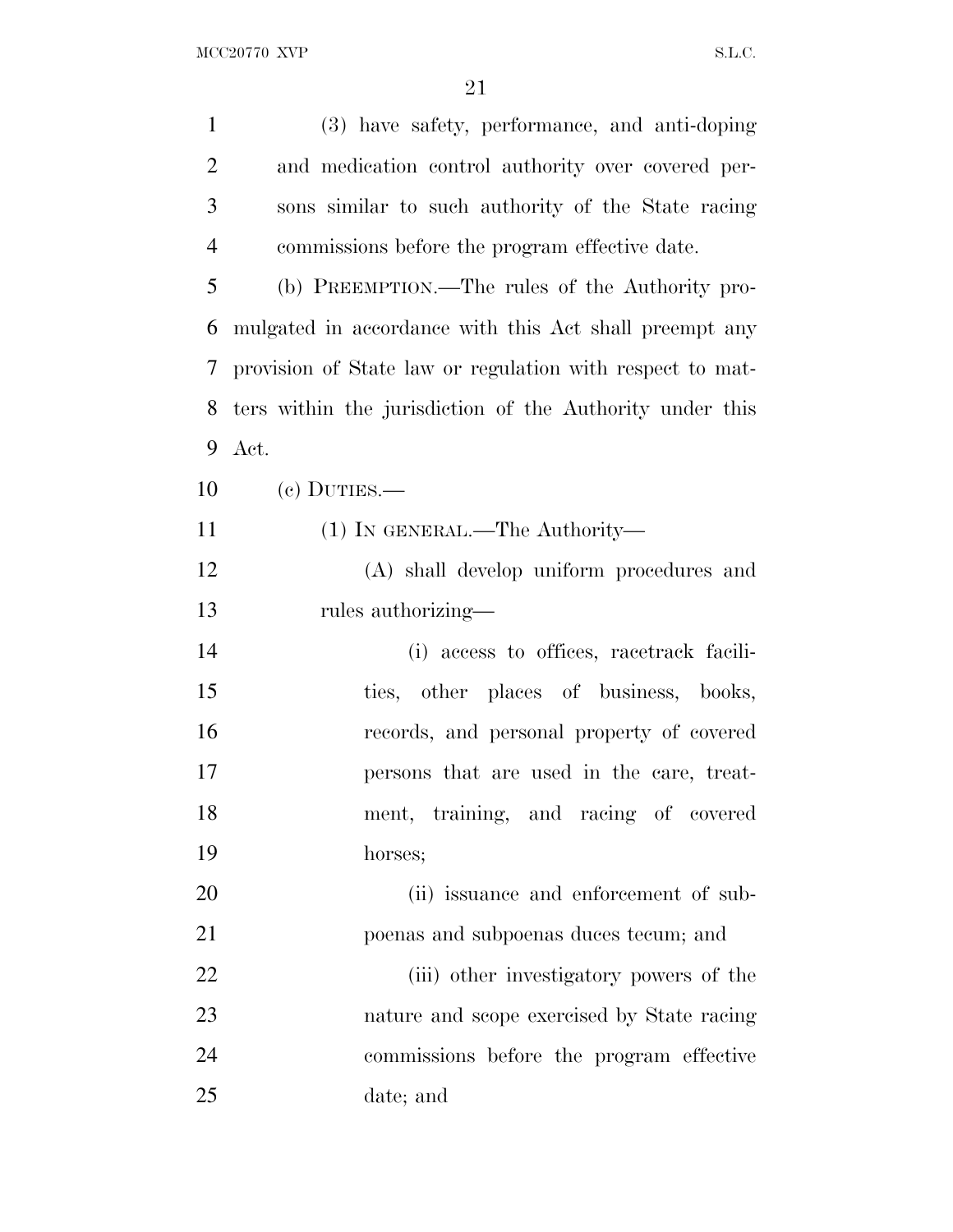(3) have safety, performance, and anti-doping and medication control authority over covered persons similar to such authority of the State racing commissions before the program effective date.

(b) PREEMPTION.—The rules of the Authority promulgated in accordance with this Act shall preempt any provision of State law or regulation with respect to matters within the jurisdiction of the Authority under this Act.

(c) DUTIES.—

(1) IN GENERAL.—The Authority—

(A) shall develop uniform procedures and rules authorizing—

(i) access to offices, racetrack facilities, other places of business, books, records, and personal property of covered persons that are used in the care, treatment, training, and racing of covered horses;

(ii) issuance and enforcement of subpoenas and subpoenas duces tecum; and

(iii) other investigatory powers of the nature and scope exercised by State racing commissions before the program effective date; and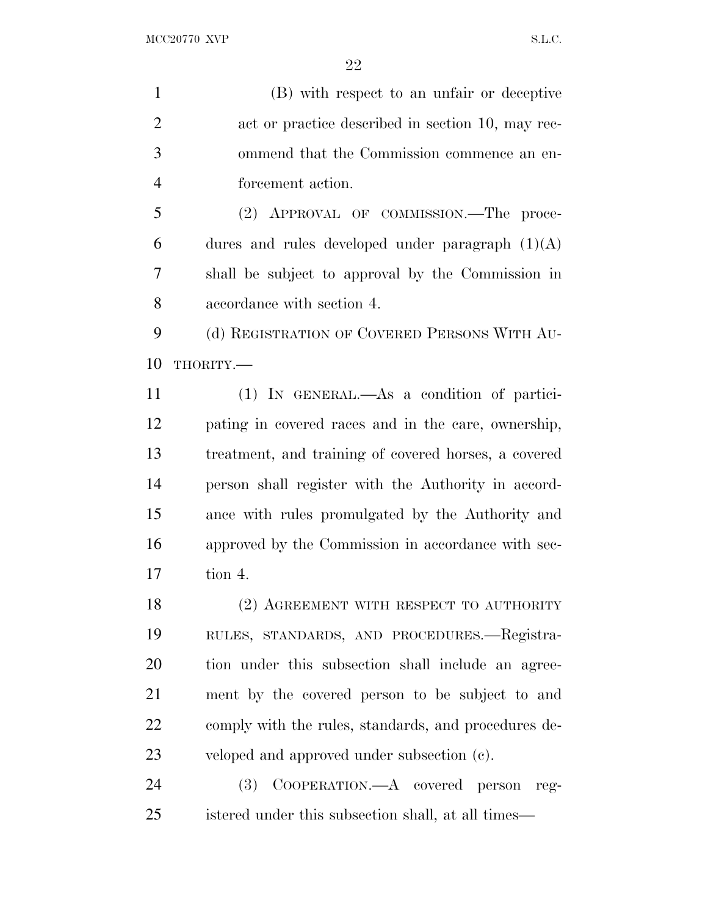(B) with respect to an unfair or deceptive act or practice described in section 10, may recommend that the Commission commence an enforcement action.

(2) APPROVAL OF COMMISSION.—The procedures and rules developed under paragraph (1)(A) shall be subject to approval by the Commission in accordance with section 4.

(d) REGISTRATION OF COVERED PERSONS WITH AUTHORITY.—

(1) IN GENERAL.—As a condition of participating in covered races and in the care, ownership, treatment, and training of covered horses, a covered person shall register with the Authority in accordance with rules promulgated by the Authority and approved by the Commission in accordance with section 4.

(2) AGREEMENT WITH RESPECT TO AUTHORITY RULES, STANDARDS, AND PROCEDURES.—Registration under this subsection shall include an agreement by the covered person to be subject to and comply with the rules, standards, and procedures developed and approved under subsection (c).

(3) COOPERATION.—A covered person registered under this subsection shall, at all times—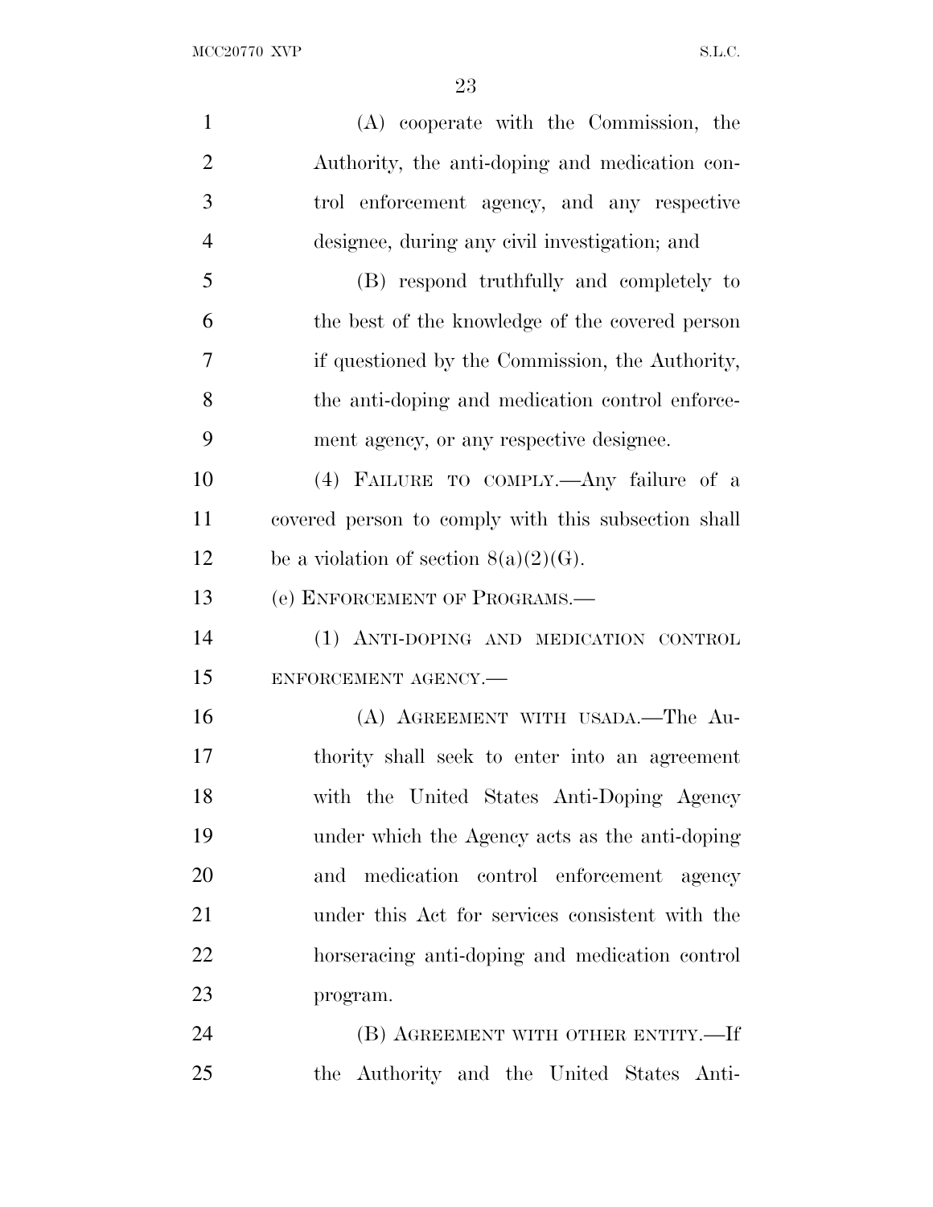(A) cooperate with the Commission, the Authority, the anti-doping and medication control enforcement agency, and any respective designee, during any civil investigation; and

(B) respond truthfully and completely to the best of the knowledge of the covered person if questioned by the Commission, the Authority, the anti-doping and medication control enforcement agency, or any respective designee.

(4) FAILURE TO COMPLY.—Any failure of a covered person to comply with this subsection shall be a violation of section 8(a)(2)(G).

(e) ENFORCEMENT OF PROGRAMS.—

(1) ANTI-DOPING AND MEDICATION CONTROL ENFORCEMENT AGENCY.—

(A) AGREEMENT WITH USADA.—The Authority shall seek to enter into an agreement with the United States Anti-Doping Agency under which the Agency acts as the anti-doping and medication control enforcement agency under this Act for services consistent with the horseracing anti-doping and medication control program.

(B) AGREEMENT WITH OTHER ENTITY.—If the Authority and the United States Anti-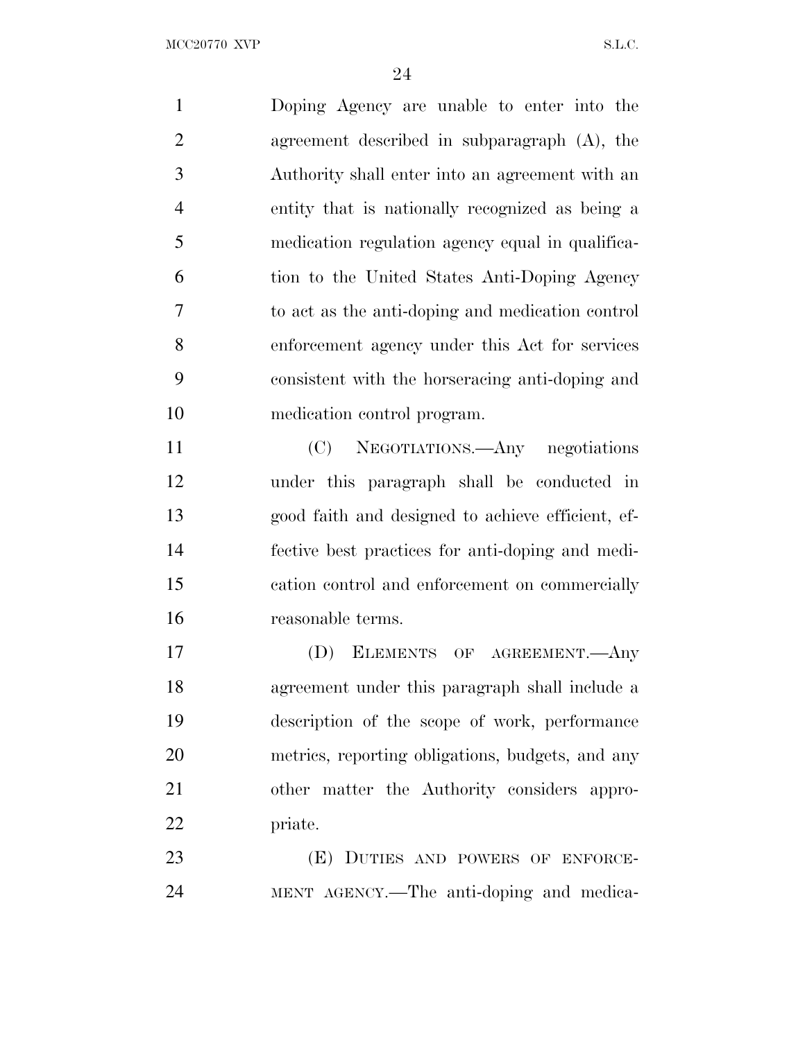Doping Agency are unable to enter into the agreement described in subparagraph (A), the Authority shall enter into an agreement with an entity that is nationally recognized as being a medication regulation agency equal in qualification to the United States Anti-Doping Agency to act as the anti-doping and medication control enforcement agency under this Act for services consistent with the horseracing anti-doping and medication control program.

(C) NEGOTIATIONS.—Any negotiations under this paragraph shall be conducted in good faith and designed to achieve efficient, effective best practices for anti-doping and medication control and enforcement on commercially reasonable terms.

(D) ELEMENTS OF AGREEMENT.—Any agreement under this paragraph shall include a description of the scope of work, performance metrics, reporting obligations, budgets, and any other matter the Authority considers appropriate.

(E) DUTIES AND POWERS OF ENFORCEMENT AGENCY.—The anti-doping and medica-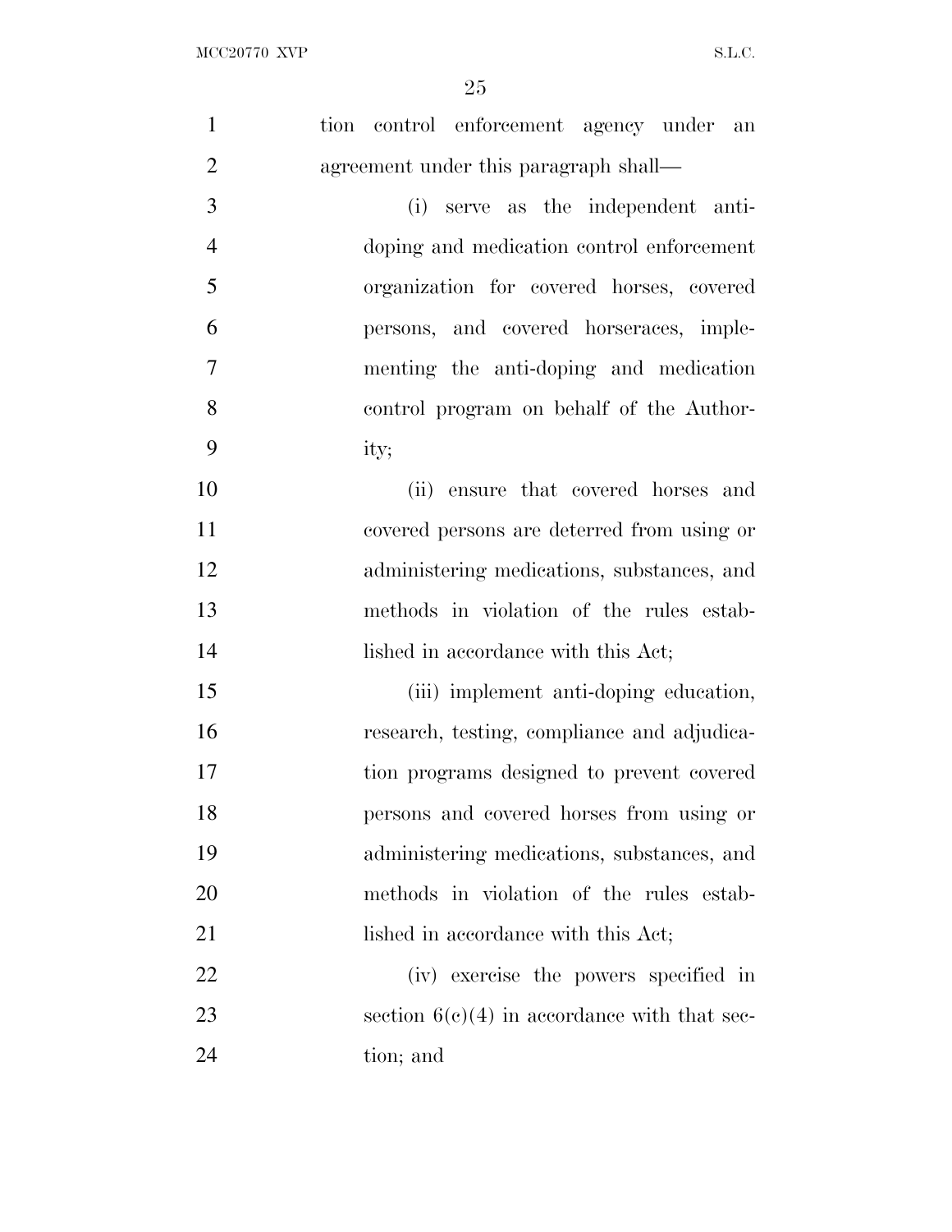tion control enforcement agency under an agreement under this paragraph shall—

(i) serve as the independent anti-doping and medication control enforcement organization for covered horses, covered persons, and covered horseraces, implementing the anti-doping and medication control program on behalf of the Authority;

(ii) ensure that covered horses and covered persons are deterred from using or administering medications, substances, and methods in violation of the rules established in accordance with this Act;

(iii) implement anti-doping education, research, testing, compliance and adjudication programs designed to prevent covered persons and covered horses from using or administering medications, substances, and methods in violation of the rules established in accordance with this Act;

(iv) exercise the powers specified in section 6(c)(4) in accordance with that section; and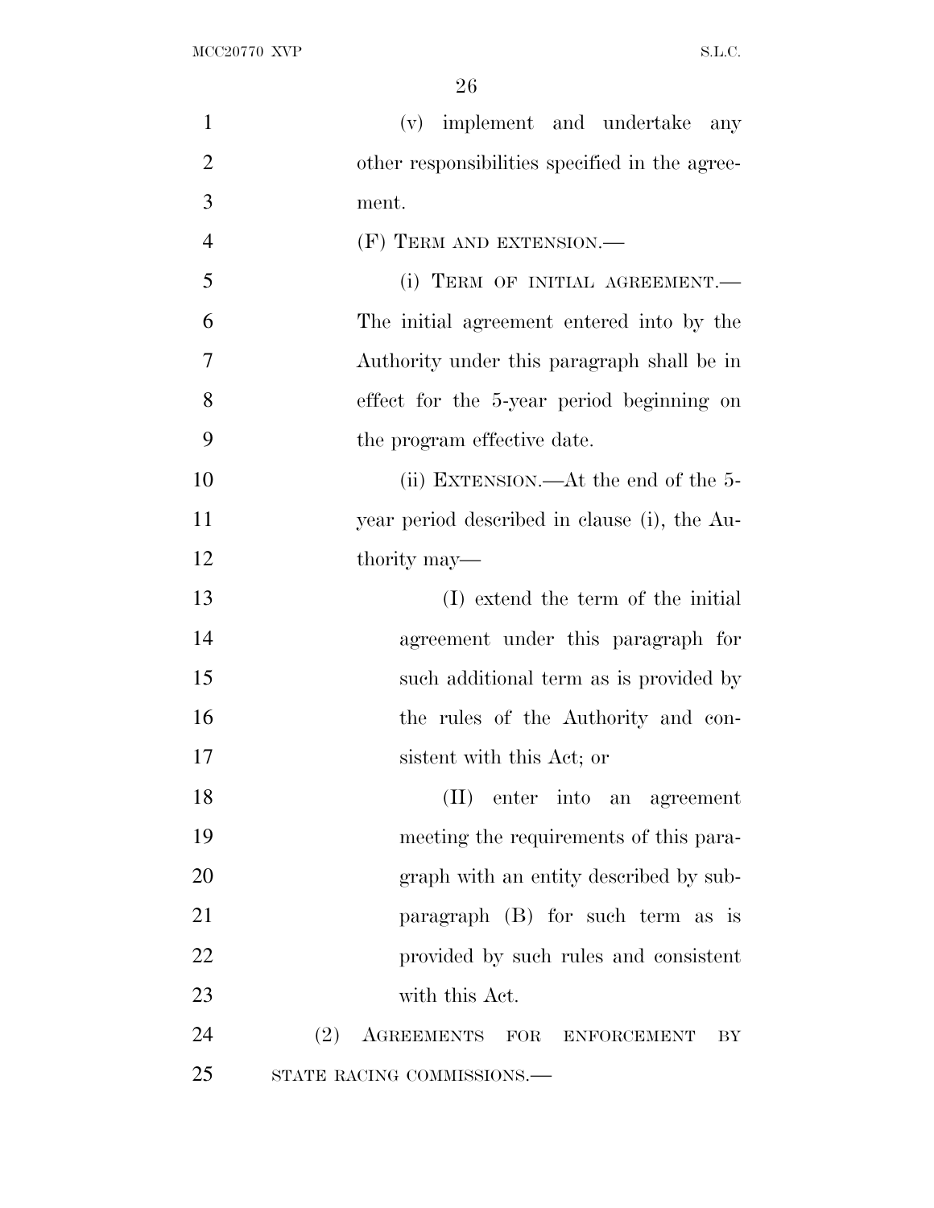(v) implement and undertake any other responsibilities specified in the agreement.

(F) TERM AND EXTENSION.—

(i) TERM OF INITIAL AGREEMENT.—The initial agreement entered into by the Authority under this paragraph shall be in effect for the 5-year period beginning on the program effective date.

(ii) EXTENSION.—At the end of the 5-year period described in clause (i), the Authority may—

(I) extend the term of the initial agreement under this paragraph for such additional term as is provided by the rules of the Authority and consistent with this Act; or

(II) enter into an agreement meeting the requirements of this paragraph with an entity described by subparagraph (B) for such term as is provided by such rules and consistent with this Act.

(2) AGREEMENTS FOR ENFORCEMENT BY STATE RACING COMMISSIONS.—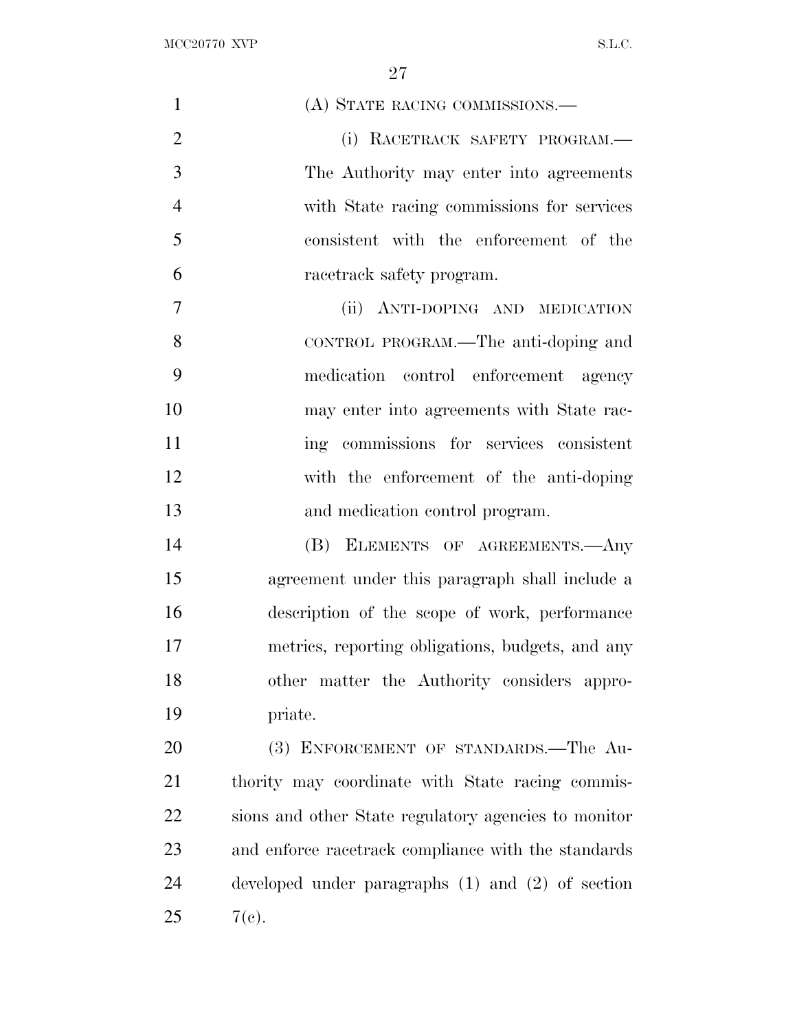(A) STATE RACING COMMISSIONS.—

(i) RACETRACK SAFETY PROGRAM.—The Authority may enter into agreements with State racing commissions for services consistent with the enforcement of the racetrack safety program.

(ii) ANTI-DOPING AND MEDICATION CONTROL PROGRAM.—The anti-doping and medication control enforcement agency may enter into agreements with State racing commissions for services consistent with the enforcement of the anti-doping and medication control program.

(B) ELEMENTS OF AGREEMENTS.—Any agreement under this paragraph shall include a description of the scope of work, performance metrics, reporting obligations, budgets, and any other matter the Authority considers appropriate.

(3) ENFORCEMENT OF STANDARDS.—The Authority may coordinate with State racing commissions and other State regulatory agencies to monitor and enforce racetrack compliance with the standards developed under paragraphs (1) and (2) of section 7(c).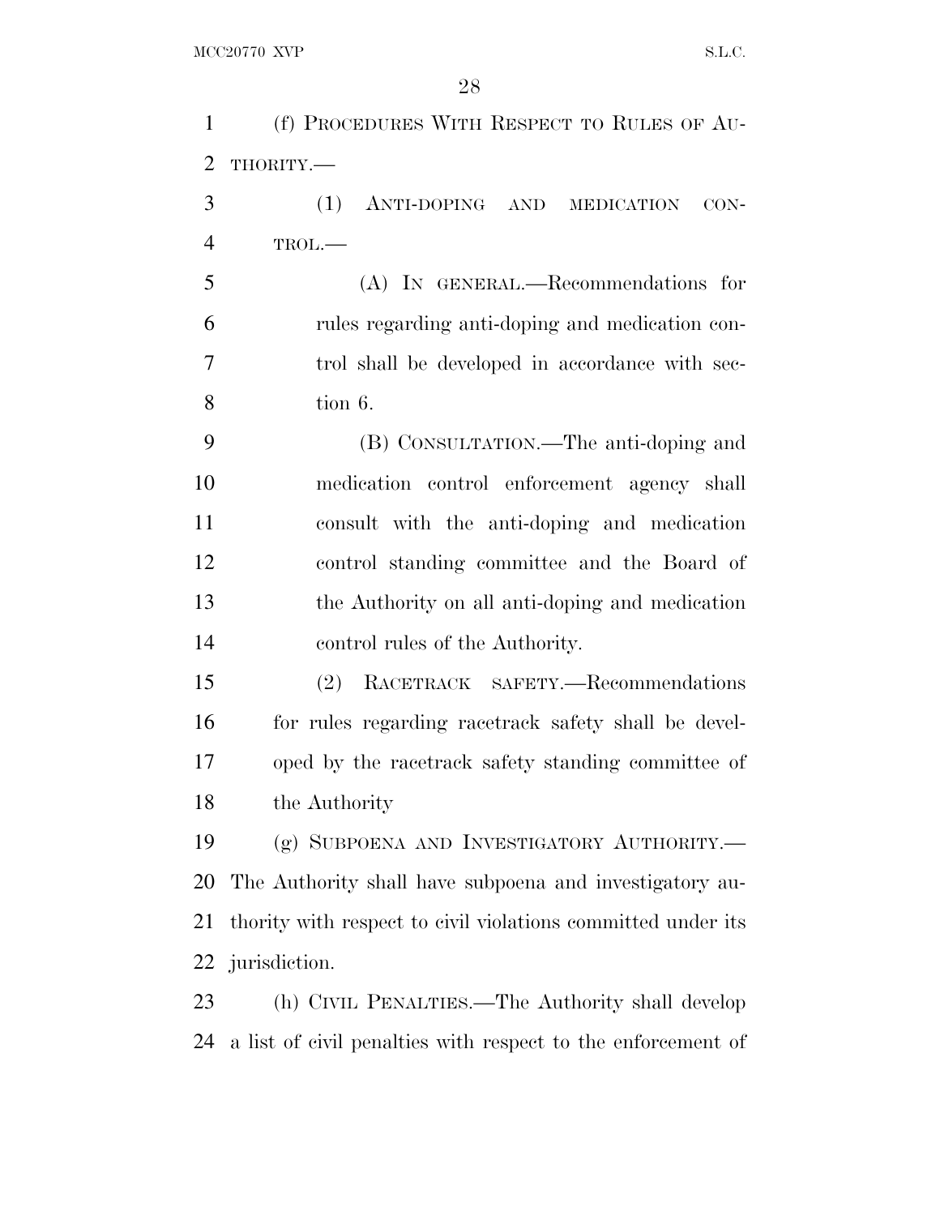(f) PROCEDURES WITH RESPECT TO RULES OF AUTHORITY.—

(1) ANTI-DOPING AND MEDICATION CONTROL.—

(A) IN GENERAL.—Recommendations for rules regarding anti-doping and medication control shall be developed in accordance with section 6.

(B) CONSULTATION.—The anti-doping and medication control enforcement agency shall consult with the anti-doping and medication control standing committee and the Board of the Authority on all anti-doping and medication control rules of the Authority.

(2) RACETRACK SAFETY.—Recommendations for rules regarding racetrack safety shall be developed by the racetrack safety standing committee of the Authority

(g) SUBPOENA AND INVESTIGATORY AUTHORITY.—The Authority shall have subpoena and investigatory authority with respect to civil violations committed under its jurisdiction.

(h) CIVIL PENALTIES.—The Authority shall develop a list of civil penalties with respect to the enforcement of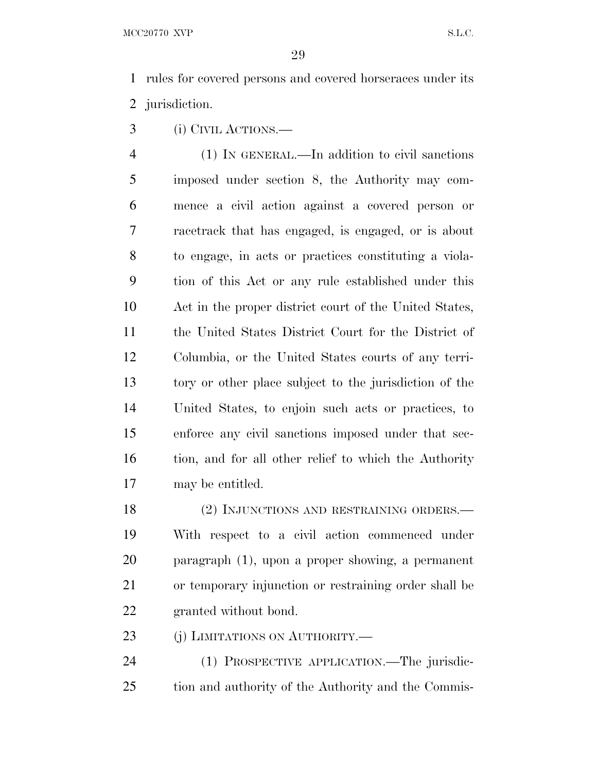rules for covered persons and covered horseraces under its jurisdiction.

(i) CIVIL ACTIONS.—

(1) IN GENERAL.—In addition to civil sanctions imposed under section 8, the Authority may commence a civil action against a covered person or racetrack that has engaged, is engaged, or is about to engage, in acts or practices constituting a violation of this Act or any rule established under this Act in the proper district court of the United States, the United States District Court for the District of Columbia, or the United States courts of any territory or other place subject to the jurisdiction of the United States, to enjoin such acts or practices, to enforce any civil sanctions imposed under that section, and for all other relief to which the Authority may be entitled.

(2) INJUNCTIONS AND RESTRAINING ORDERS.—With respect to a civil action commenced under paragraph (1), upon a proper showing, a permanent or temporary injunction or restraining order shall be granted without bond.

(j) LIMITATIONS ON AUTHORITY.—

(1) PROSPECTIVE APPLICATION.—The jurisdiction and authority of the Authority and the Commis-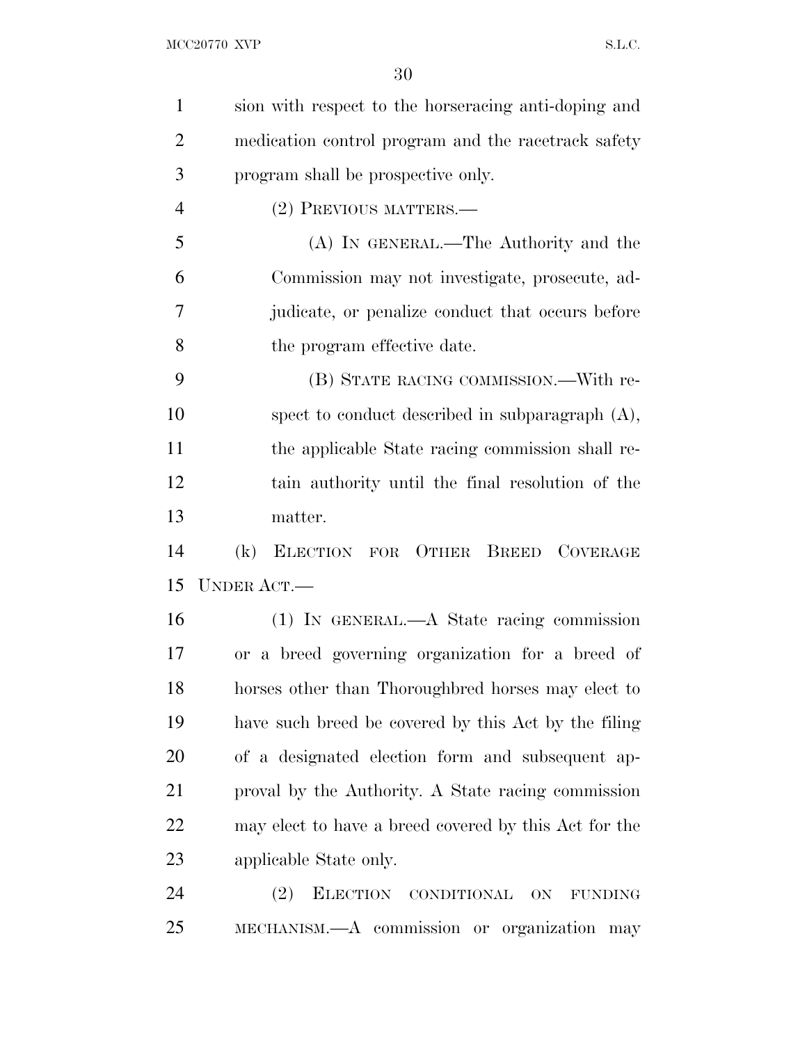sion with respect to the horseracing anti-doping and medication control program and the racetrack safety program shall be prospective only.

(2) PREVIOUS MATTERS.—

(A) IN GENERAL.—The Authority and the Commission may not investigate, prosecute, adjudicate, or penalize conduct that occurs before the program effective date.

(B) STATE RACING COMMISSION.—With respect to conduct described in subparagraph (A), the applicable State racing commission shall retain authority until the final resolution of the matter.

(k) ELECTION FOR OTHER BREED COVERAGE UNDER ACT.—

(1) IN GENERAL.—A State racing commission or a breed governing organization for a breed of horses other than Thoroughbred horses may elect to have such breed be covered by this Act by the filing of a designated election form and subsequent approval by the Authority. A State racing commission may elect to have a breed covered by this Act for the applicable State only.

(2) ELECTION CONDITIONAL ON FUNDING MECHANISM.—A commission or organization may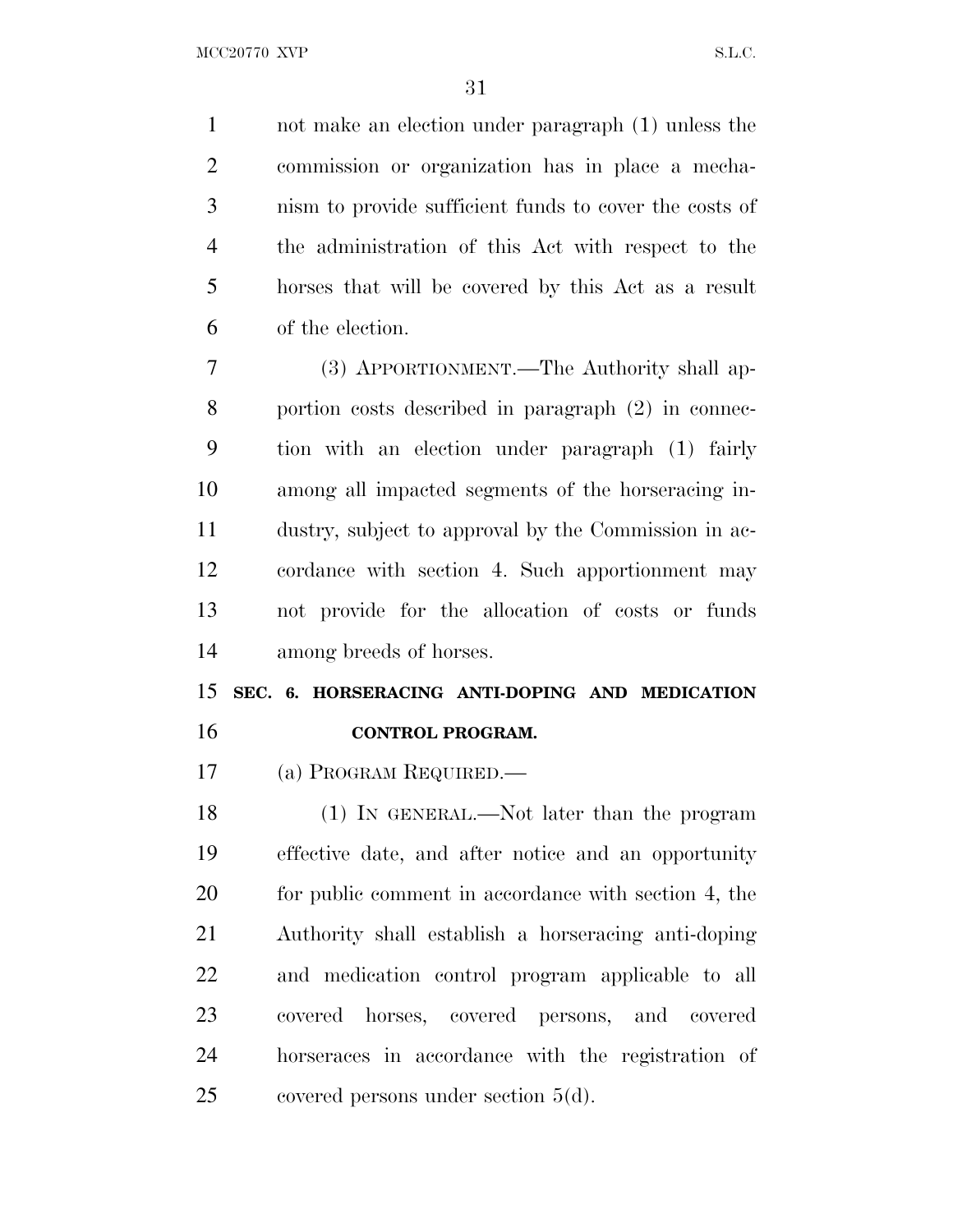not make an election under paragraph (1) unless the commission or organization has in place a mechanism to provide sufficient funds to cover the costs of the administration of this Act with respect to the horses that will be covered by this Act as a result of the election.

(3) APPORTIONMENT.—The Authority shall apportion costs described in paragraph (2) in connection with an election under paragraph (1) fairly among all impacted segments of the horseracing industry, subject to approval by the Commission in accordance with section 4. Such apportionment may not provide for the allocation of costs or funds among breeds of horses.

## SEC. 6. HORSERACING ANTI-DOPING AND MEDICATION CONTROL PROGRAM.

(a) PROGRAM REQUIRED.—

(1) IN GENERAL.—Not later than the program effective date, and after notice and an opportunity for public comment in accordance with section 4, the Authority shall establish a horseracing anti-doping and medication control program applicable to all covered horses, covered persons, and covered horseraces in accordance with the registration of covered persons under section 5(d).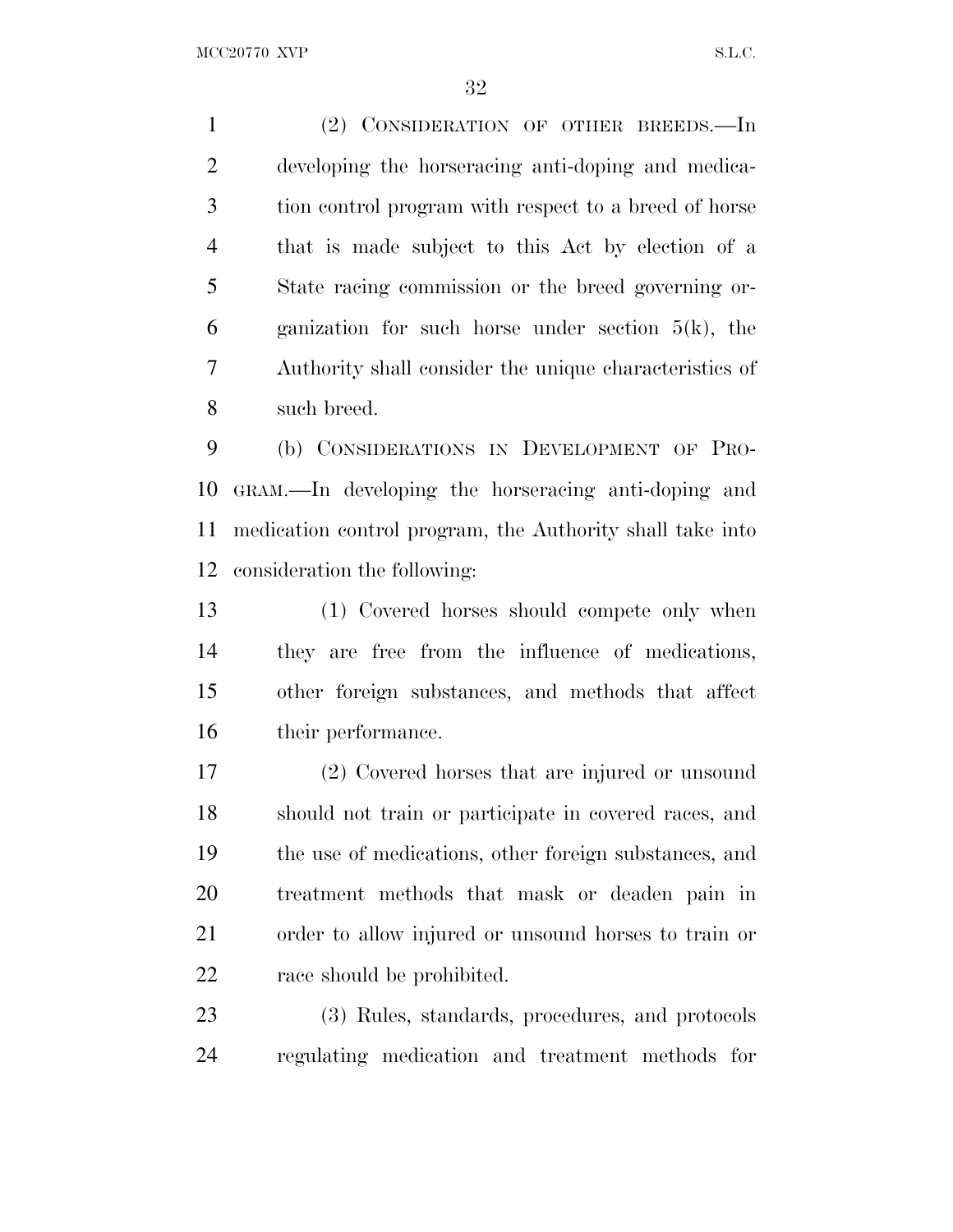(2) CONSIDERATION OF OTHER BREEDS.—In developing the horseracing anti-doping and medication control program with respect to a breed of horse that is made subject to this Act by election of a State racing commission or the breed governing organization for such horse under section 5(k), the Authority shall consider the unique characteristics of such breed.

(b) CONSIDERATIONS IN DEVELOPMENT OF PROGRAM.—In developing the horseracing anti-doping and medication control program, the Authority shall take into consideration the following:

(1) Covered horses should compete only when they are free from the influence of medications, other foreign substances, and methods that affect their performance.

(2) Covered horses that are injured or unsound should not train or participate in covered races, and the use of medications, other foreign substances, and treatment methods that mask or deaden pain in order to allow injured or unsound horses to train or race should be prohibited.

(3) Rules, standards, procedures, and protocols regulating medication and treatment methods for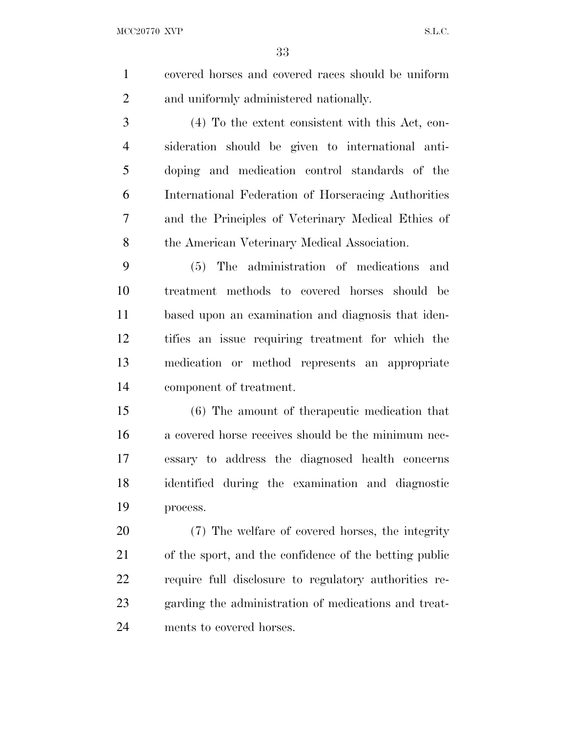covered horses and covered races should be uniform and uniformly administered nationally.

(4) To the extent consistent with this Act, consideration should be given to international anti-doping and medication control standards of the International Federation of Horseracing Authorities and the Principles of Veterinary Medical Ethics of the American Veterinary Medical Association.

(5) The administration of medications and treatment methods to covered horses should be based upon an examination and diagnosis that identifies an issue requiring treatment for which the medication or method represents an appropriate component of treatment.

(6) The amount of therapeutic medication that a covered horse receives should be the minimum necessary to address the diagnosed health concerns identified during the examination and diagnostic process.

(7) The welfare of covered horses, the integrity of the sport, and the confidence of the betting public require full disclosure to regulatory authorities regarding the administration of medications and treatments to covered horses.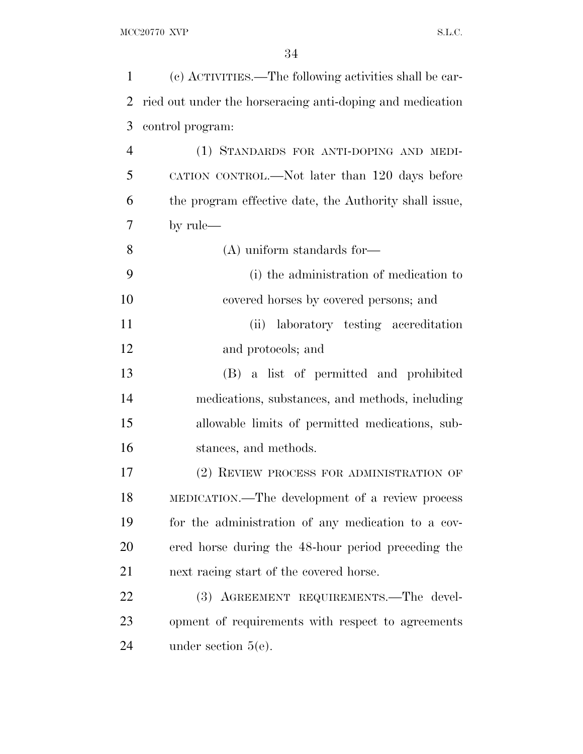(c) ACTIVITIES.—The following activities shall be carried out under the horseracing anti-doping and medication control program:

(1) STANDARDS FOR ANTI-DOPING AND MEDICATION CONTROL.—Not later than 120 days before the program effective date, the Authority shall issue, by rule—

(A) uniform standards for—

(i) the administration of medication to covered horses by covered persons; and

(ii) laboratory testing accreditation and protocols; and

(B) a list of permitted and prohibited medications, substances, and methods, including allowable limits of permitted medications, substances, and methods.

(2) REVIEW PROCESS FOR ADMINISTRATION OF MEDICATION.—The development of a review process for the administration of any medication to a covered horse during the 48-hour period preceding the next racing start of the covered horse.

(3) AGREEMENT REQUIREMENTS.—The development of requirements with respect to agreements under section 5(e).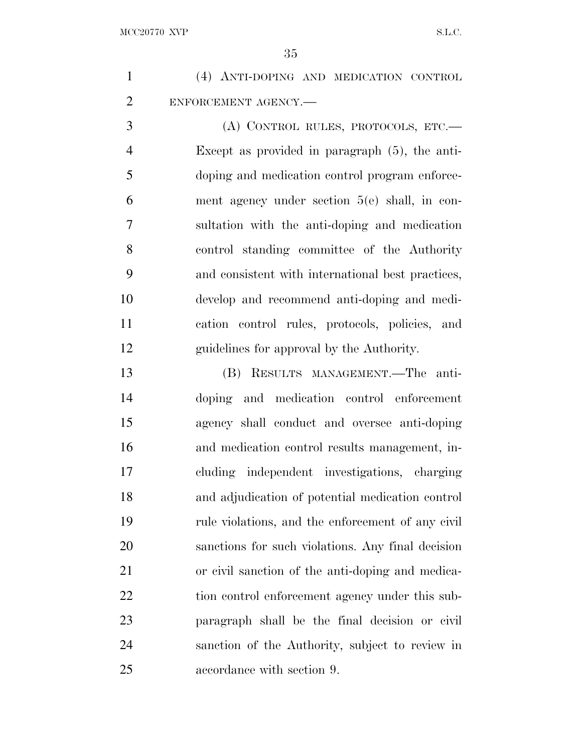(4) ANTI-DOPING AND MEDICATION CONTROL ENFORCEMENT AGENCY.—

(A) CONTROL RULES, PROTOCOLS, ETC.—Except as provided in paragraph (5), the anti-doping and medication control program enforcement agency under section 5(e) shall, in consultation with the anti-doping and medication control standing committee of the Authority and consistent with international best practices, develop and recommend anti-doping and medication control rules, protocols, policies, and guidelines for approval by the Authority.

(B) RESULTS MANAGEMENT.—The anti-doping and medication control enforcement agency shall conduct and oversee anti-doping and medication control results management, including independent investigations, charging and adjudication of potential medication control rule violations, and the enforcement of any civil sanctions for such violations. Any final decision or civil sanction of the anti-doping and medication control enforcement agency under this subparagraph shall be the final decision or civil sanction of the Authority, subject to review in accordance with section 9.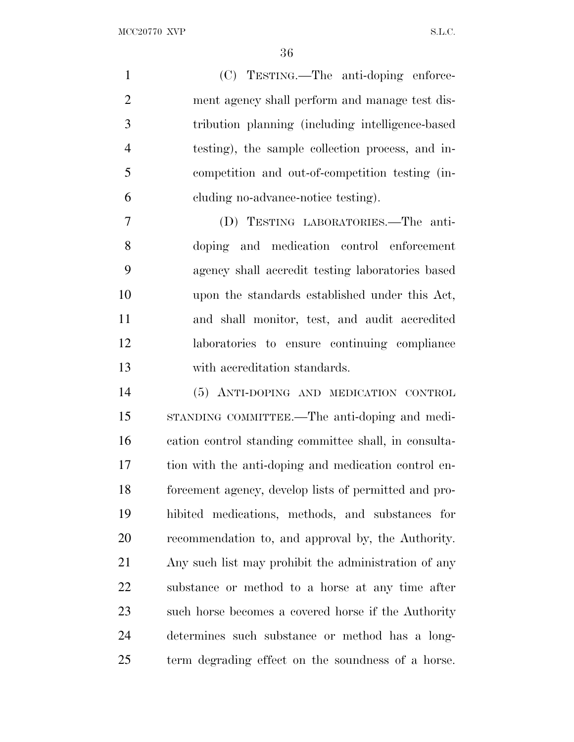(C) TESTING.—The anti-doping enforcement agency shall perform and manage test distribution planning (including intelligence-based testing), the sample collection process, and in-competition and out-of-competition testing (including no-advance-notice testing).

(D) TESTING LABORATORIES.—The anti-doping and medication control enforcement agency shall accredit testing laboratories based upon the standards established under this Act, and shall monitor, test, and audit accredited laboratories to ensure continuing compliance with accreditation standards.

(5) ANTI-DOPING AND MEDICATION CONTROL STANDING COMMITTEE.—The anti-doping and medication control standing committee shall, in consultation with the anti-doping and medication control enforcement agency, develop lists of permitted and prohibited medications, methods, and substances for recommendation to, and approval by, the Authority. Any such list may prohibit the administration of any substance or method to a horse at any time after such horse becomes a covered horse if the Authority determines such substance or method has a long-term degrading effect on the soundness of a horse.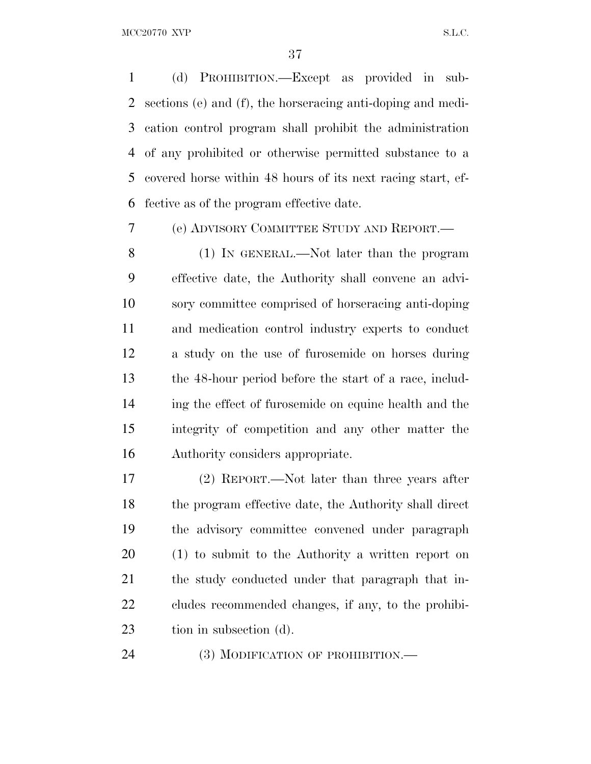(d) PROHIBITION.—Except as provided in subsections (e) and (f), the horseracing anti-doping and medication control program shall prohibit the administration of any prohibited or otherwise permitted substance to a covered horse within 48 hours of its next racing start, effective as of the program effective date.

(e) ADVISORY COMMITTEE STUDY AND REPORT.—

(1) IN GENERAL.—Not later than the program effective date, the Authority shall convene an advisory committee comprised of horseracing anti-doping and medication control industry experts to conduct a study on the use of furosemide on horses during the 48-hour period before the start of a race, including the effect of furosemide on equine health and the integrity of competition and any other matter the Authority considers appropriate.

(2) REPORT.—Not later than three years after the program effective date, the Authority shall direct the advisory committee convened under paragraph (1) to submit to the Authority a written report on the study conducted under that paragraph that includes recommended changes, if any, to the prohibition in subsection (d).

(3) MODIFICATION OF PROHIBITION.—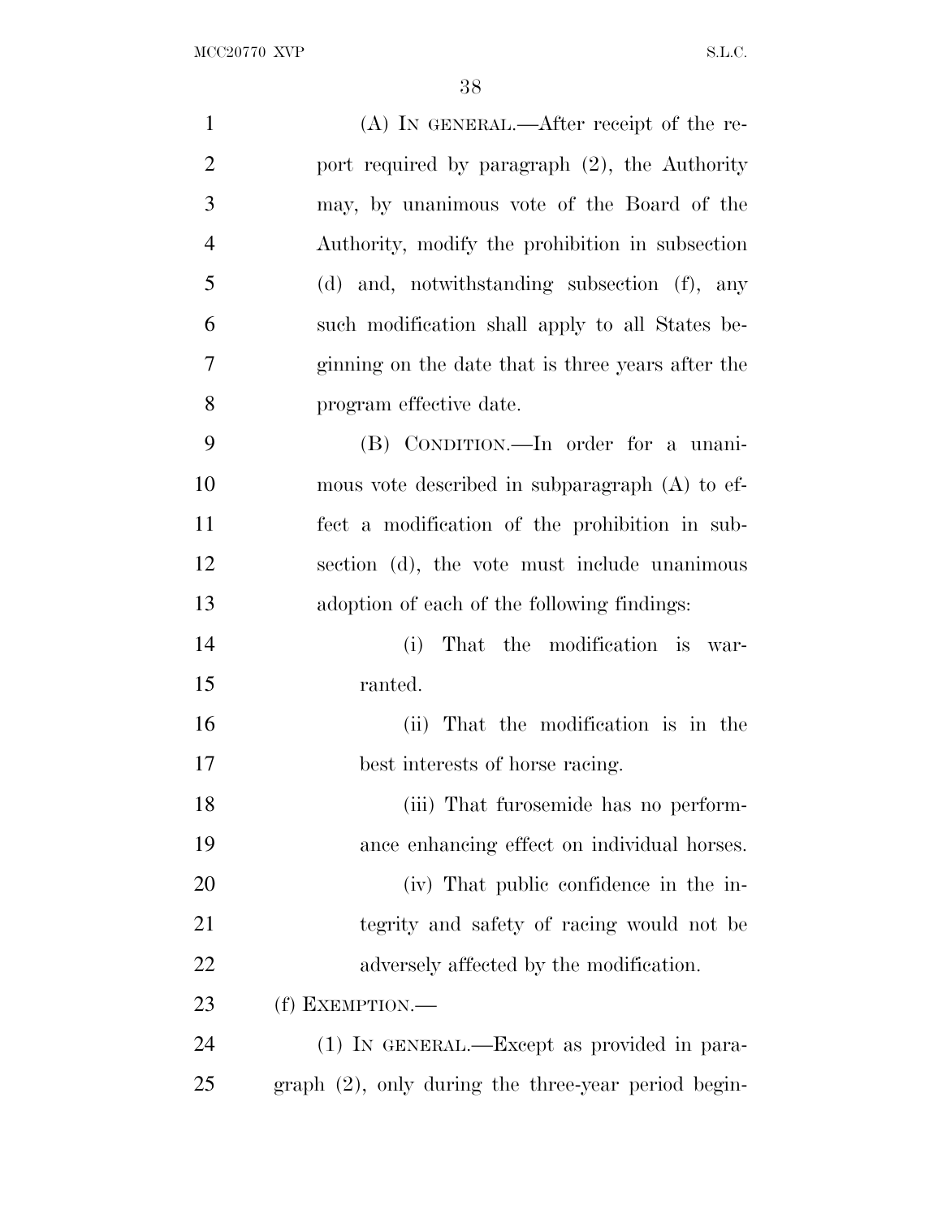(A) IN GENERAL.—After receipt of the report required by paragraph (2), the Authority may, by unanimous vote of the Board of the Authority, modify the prohibition in subsection (d) and, notwithstanding subsection (f), any such modification shall apply to all States beginning on the date that is three years after the program effective date.

(B) CONDITION.—In order for a unanimous vote described in subparagraph (A) to effect a modification of the prohibition in subsection (d), the vote must include unanimous adoption of each of the following findings:

(i) That the modification is warranted.

(ii) That the modification is in the best interests of horse racing.

(iii) That furosemide has no performance enhancing effect on individual horses.

(iv) That public confidence in the integrity and safety of racing would not be adversely affected by the modification.

(f) EXEMPTION.—

(1) IN GENERAL.—Except as provided in paragraph (2), only during the three-year period begin-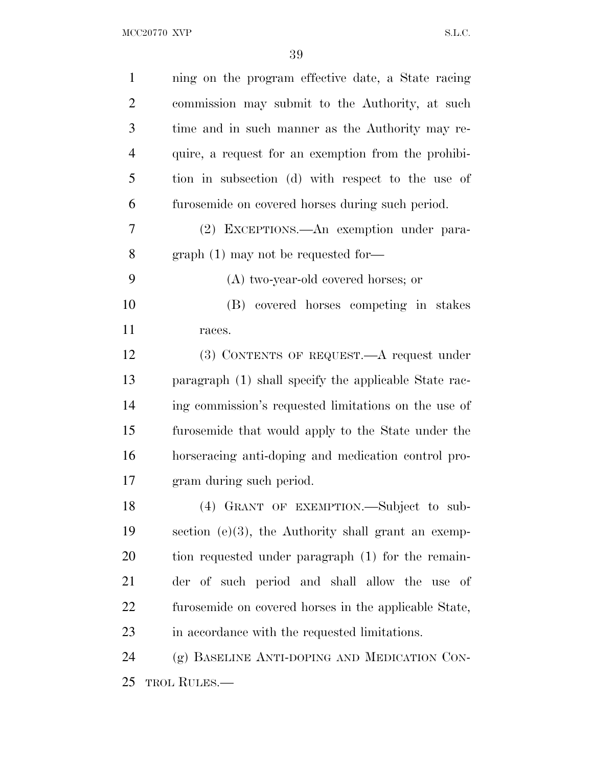ning on the program effective date, a State racing commission may submit to the Authority, at such time and in such manner as the Authority may require, a request for an exemption from the prohibition in subsection (d) with respect to the use of furosemide on covered horses during such period.

(2) EXCEPTIONS.—An exemption under paragraph (1) may not be requested for—

(A) two-year-old covered horses; or

(B) covered horses competing in stakes races.

(3) CONTENTS OF REQUEST.—A request under paragraph (1) shall specify the applicable State racing commission's requested limitations on the use of furosemide that would apply to the State under the horseracing anti-doping and medication control program during such period.

(4) GRANT OF EXEMPTION.—Subject to subsection (e)(3), the Authority shall grant an exemption requested under paragraph (1) for the remainder of such period and shall allow the use of furosemide on covered horses in the applicable State, in accordance with the requested limitations.

(g) BASELINE ANTI-DOPING AND MEDICATION CONTROL RULES.—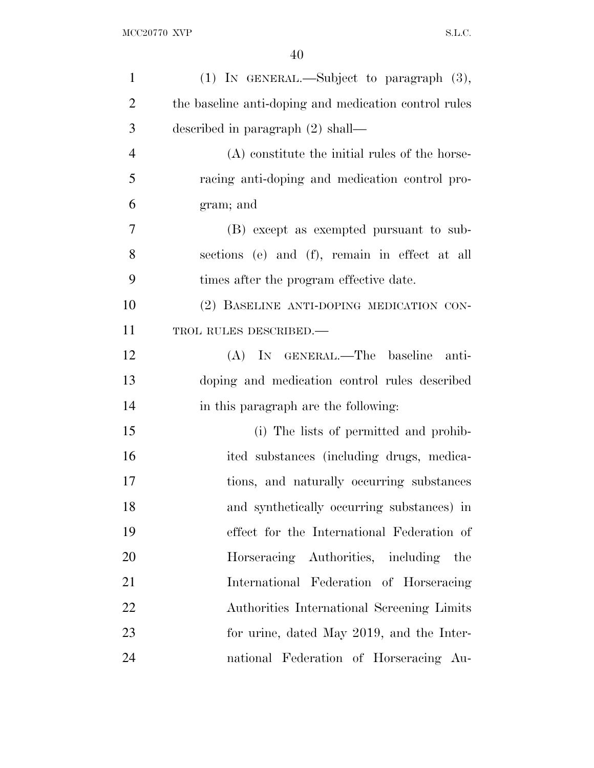(1) IN GENERAL.—Subject to paragraph (3), the baseline anti-doping and medication control rules described in paragraph (2) shall—

(A) constitute the initial rules of the horseracing anti-doping and medication control program; and

(B) except as exempted pursuant to subsections (e) and (f), remain in effect at all times after the program effective date.

(2) BASELINE ANTI-DOPING MEDICATION CONTROL RULES DESCRIBED.—

(A) IN GENERAL.—The baseline anti-doping and medication control rules described in this paragraph are the following:

(i) The lists of permitted and prohibited substances (including drugs, medications, and naturally occurring substances and synthetically occurring substances) in effect for the International Federation of Horseracing Authorities, including the International Federation of Horseracing Authorities International Screening Limits for urine, dated May 2019, and the International Federation of Horseracing Au-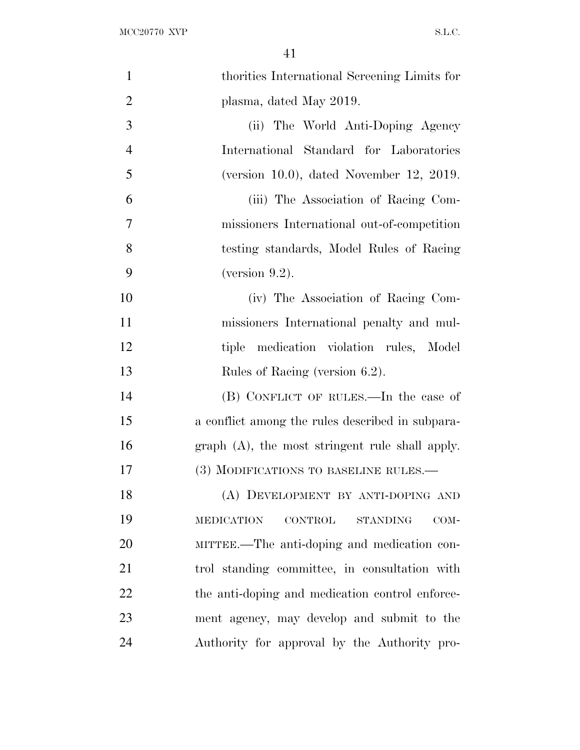thorities International Screening Limits for plasma, dated May 2019.

(ii) The World Anti-Doping Agency International Standard for Laboratories (version 10.0), dated November 12, 2019.

(iii) The Association of Racing Commissioners International out-of-competition testing standards, Model Rules of Racing (version 9.2).

(iv) The Association of Racing Commissioners International penalty and multiple medication violation rules, Model Rules of Racing (version 6.2).

(B) CONFLICT OF RULES.—In the case of a conflict among the rules described in subparagraph (A), the most stringent rule shall apply.

(3) MODIFICATIONS TO BASELINE RULES.—

(A) DEVELOPMENT BY ANTI-DOPING AND MEDICATION CONTROL STANDING COMMITTEE.—The anti-doping and medication control standing committee, in consultation with the anti-doping and medication control enforcement agency, may develop and submit to the Authority for approval by the Authority pro-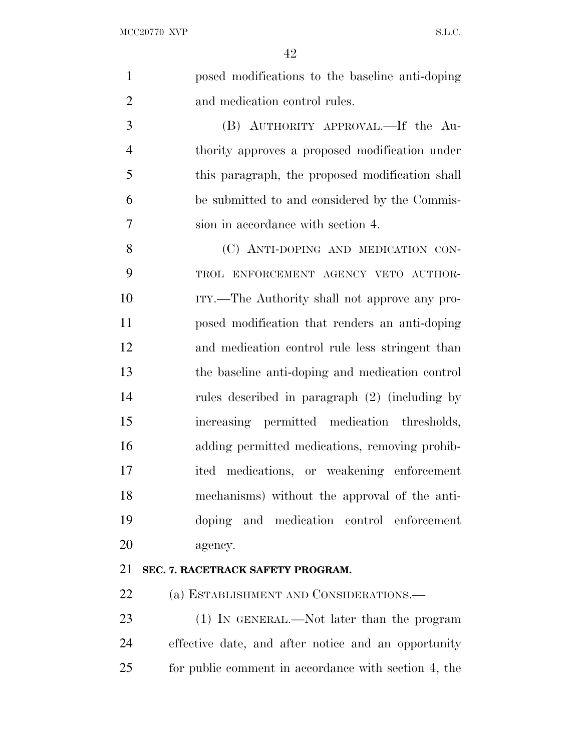posed modifications to the baseline anti-doping and medication control rules.

(B) AUTHORITY APPROVAL.—If the Authority approves a proposed modification under this paragraph, the proposed modification shall be submitted to and considered by the Commission in accordance with section 4.

(C) ANTI-DOPING AND MEDICATION CONTROL ENFORCEMENT AGENCY VETO AUTHORITY.—The Authority shall not approve any proposed modification that renders an anti-doping and medication control rule less stringent than the baseline anti-doping and medication control rules described in paragraph (2) (including by increasing permitted medication thresholds, adding permitted medications, removing prohibited medications, or weakening enforcement mechanisms) without the approval of the anti-doping and medication control enforcement agency.

**SEC. 7. RACETRACK SAFETY PROGRAM.**

(a) ESTABLISHMENT AND CONSIDERATIONS.—

(1) IN GENERAL.—Not later than the program effective date, and after notice and an opportunity for public comment in accordance with section 4, the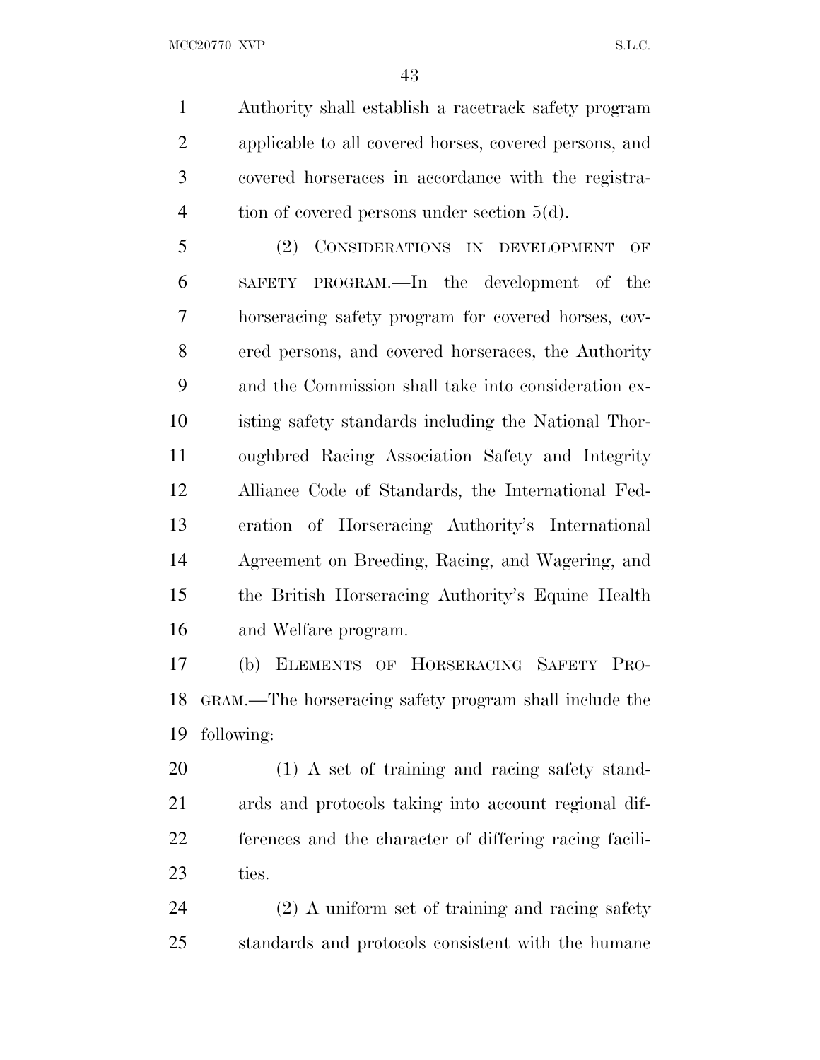Authority shall establish a racetrack safety program applicable to all covered horses, covered persons, and covered horseraces in accordance with the registration of covered persons under section 5(d).

(2) CONSIDERATIONS IN DEVELOPMENT OF SAFETY PROGRAM.—In the development of the horseracing safety program for covered horses, covered persons, and covered horseraces, the Authority and the Commission shall take into consideration existing safety standards including the National Thoroughbred Racing Association Safety and Integrity Alliance Code of Standards, the International Federation of Horseracing Authority's International Agreement on Breeding, Racing, and Wagering, and the British Horseracing Authority's Equine Health and Welfare program.

(b) ELEMENTS OF HORSERACING SAFETY PROGRAM.—The horseracing safety program shall include the following:

(1) A set of training and racing safety standards and protocols taking into account regional differences and the character of differing racing facilities.

(2) A uniform set of training and racing safety standards and protocols consistent with the humane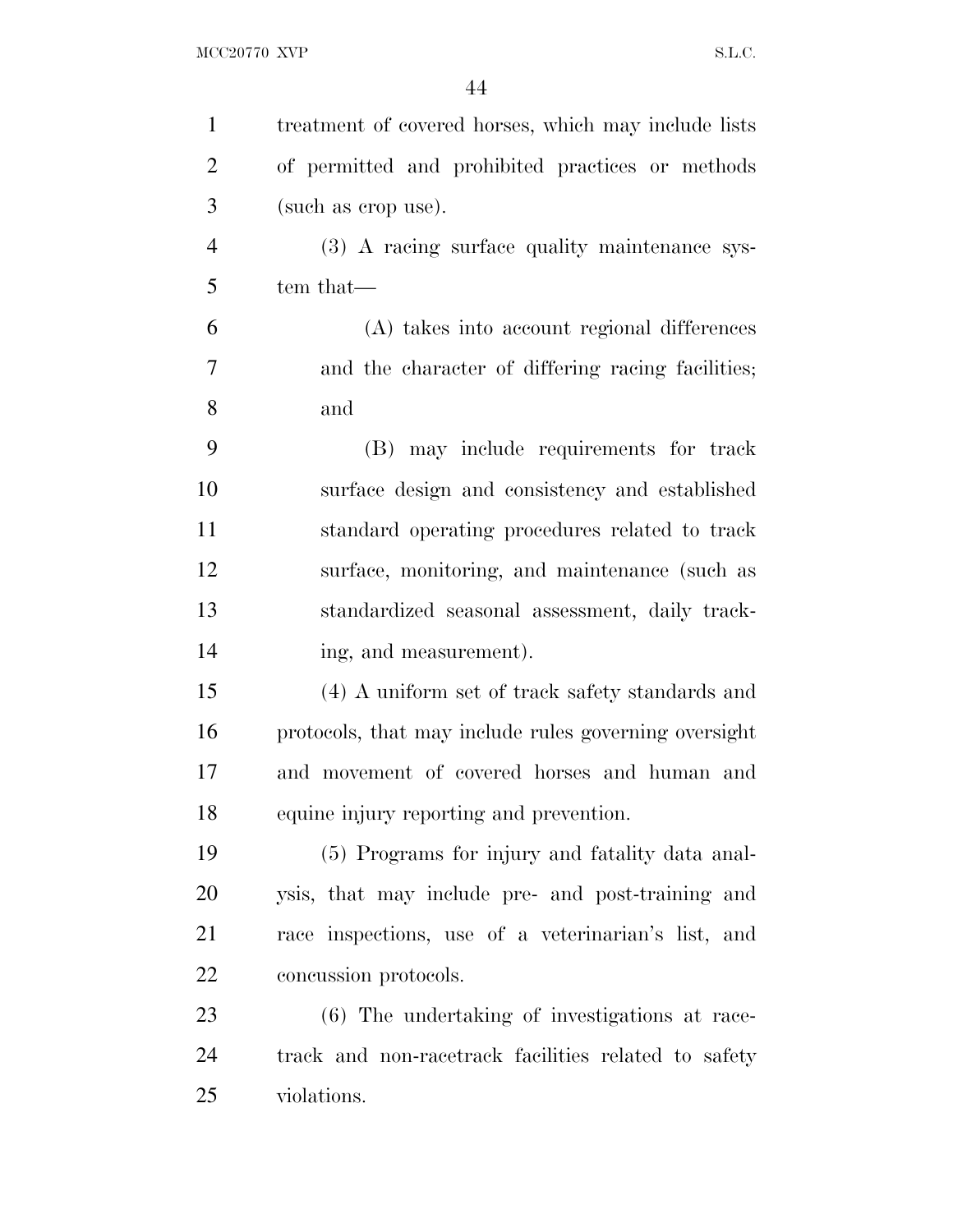treatment of covered horses, which may include lists of permitted and prohibited practices or methods (such as crop use).

(3) A racing surface quality maintenance system that—

(A) takes into account regional differences and the character of differing racing facilities; and

(B) may include requirements for track surface design and consistency and established standard operating procedures related to track surface, monitoring, and maintenance (such as standardized seasonal assessment, daily tracking, and measurement).

(4) A uniform set of track safety standards and protocols, that may include rules governing oversight and movement of covered horses and human and equine injury reporting and prevention.

(5) Programs for injury and fatality data analysis, that may include pre- and post-training and race inspections, use of a veterinarian's list, and concussion protocols.

(6) The undertaking of investigations at racetrack and non-racetrack facilities related to safety violations.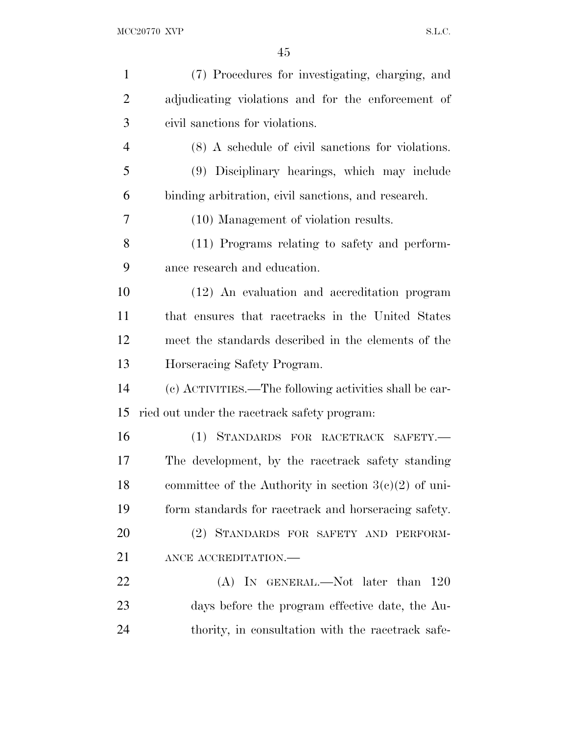(7) Procedures for investigating, charging, and adjudicating violations and for the enforcement of civil sanctions for violations.

(8) A schedule of civil sanctions for violations.

(9) Disciplinary hearings, which may include binding arbitration, civil sanctions, and research.

(10) Management of violation results.

(11) Programs relating to safety and performance research and education.

(12) An evaluation and accreditation program that ensures that racetracks in the United States meet the standards described in the elements of the Horseracing Safety Program.

(c) ACTIVITIES.—The following activities shall be carried out under the racetrack safety program:

(1) STANDARDS FOR RACETRACK SAFETY.—The development, by the racetrack safety standing committee of the Authority in section 3(c)(2) of uniform standards for racetrack and horseracing safety.

(2) STANDARDS FOR SAFETY AND PERFORMANCE ACCREDITATION.—

(A) IN GENERAL.—Not later than 120 days before the program effective date, the Authority, in consultation with the racetrack safe-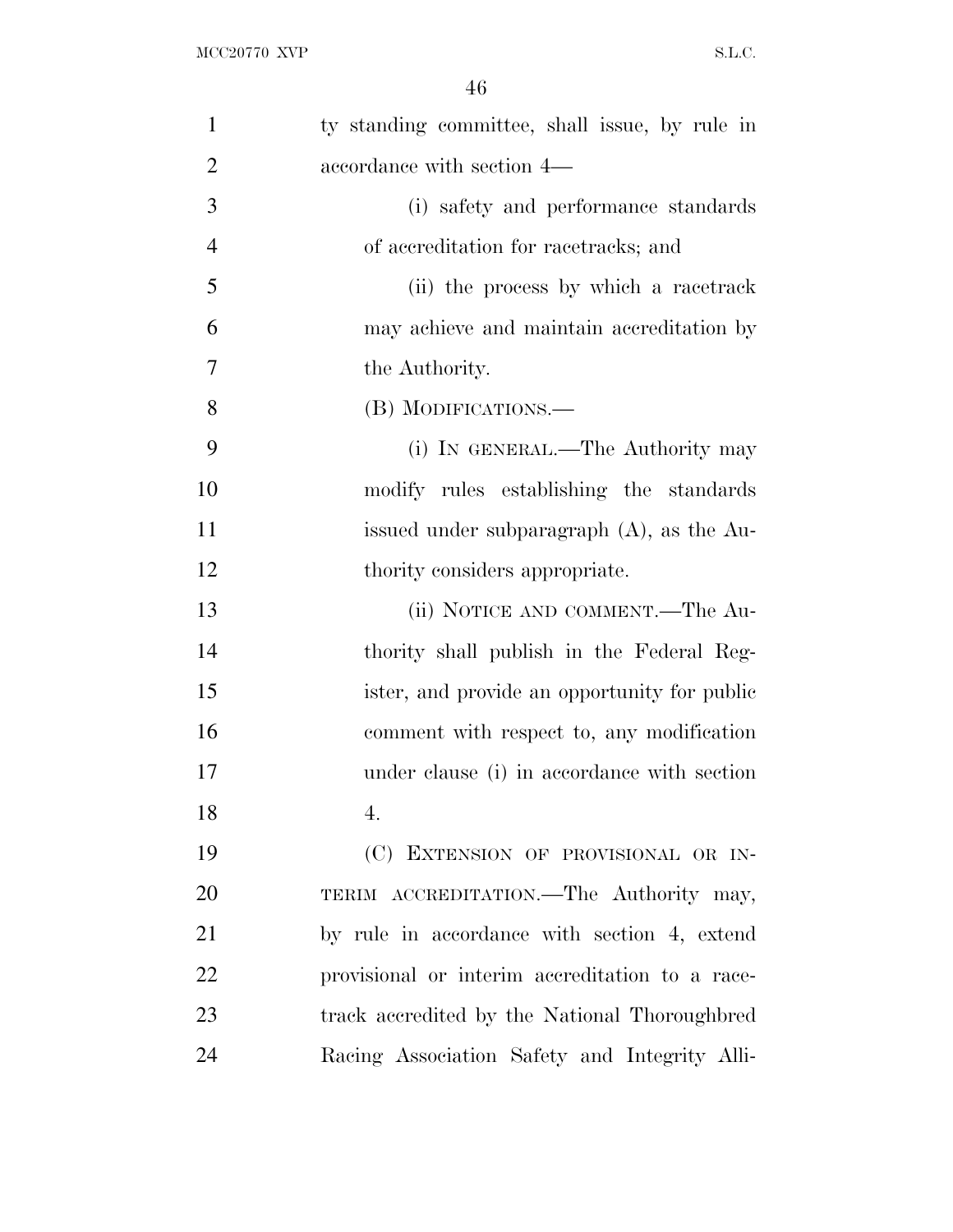ty standing committee, shall issue, by rule in accordance with section 4—

(i) safety and performance standards of accreditation for racetracks; and

(ii) the process by which a racetrack may achieve and maintain accreditation by the Authority.

(B) MODIFICATIONS.—

(i) IN GENERAL.—The Authority may modify rules establishing the standards issued under subparagraph (A), as the Authority considers appropriate.

(ii) NOTICE AND COMMENT.—The Authority shall publish in the Federal Register, and provide an opportunity for public comment with respect to, any modification under clause (i) in accordance with section 4.

(C) EXTENSION OF PROVISIONAL OR INTERIM ACCREDITATION.—The Authority may, by rule in accordance with section 4, extend provisional or interim accreditation to a racetrack accredited by the National Thoroughbred Racing Association Safety and Integrity Alli-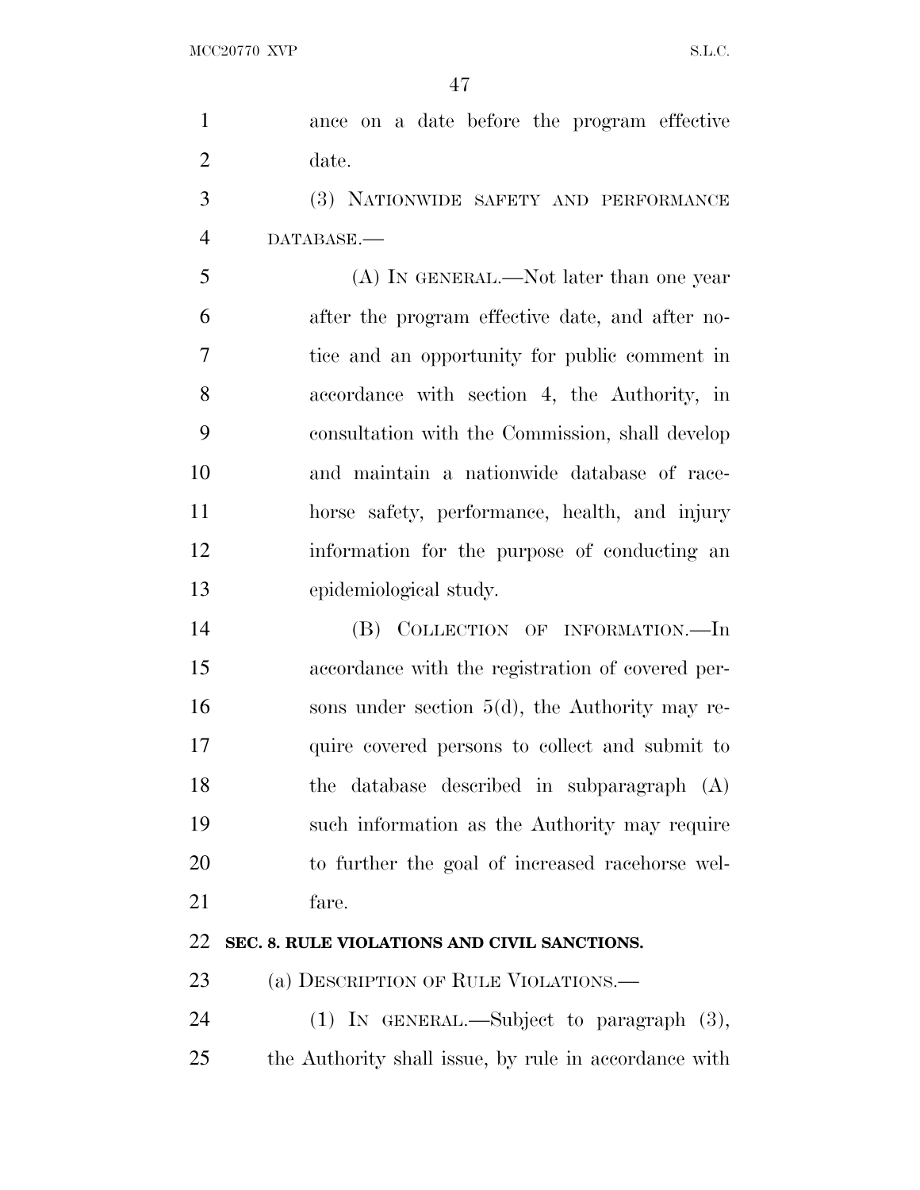ance on a date before the program effective date.

(3) NATIONWIDE SAFETY AND PERFORMANCE DATABASE.—

(A) IN GENERAL.—Not later than one year after the program effective date, and after notice and an opportunity for public comment in accordance with section 4, the Authority, in consultation with the Commission, shall develop and maintain a nationwide database of racehorse safety, performance, health, and injury information for the purpose of conducting an epidemiological study.

(B) COLLECTION OF INFORMATION.—In accordance with the registration of covered persons under section 5(d), the Authority may require covered persons to collect and submit to the database described in subparagraph (A) such information as the Authority may require to further the goal of increased racehorse welfare.

**SEC. 8. RULE VIOLATIONS AND CIVIL SANCTIONS.**

(a) DESCRIPTION OF RULE VIOLATIONS.—

(1) IN GENERAL.—Subject to paragraph (3), the Authority shall issue, by rule in accordance with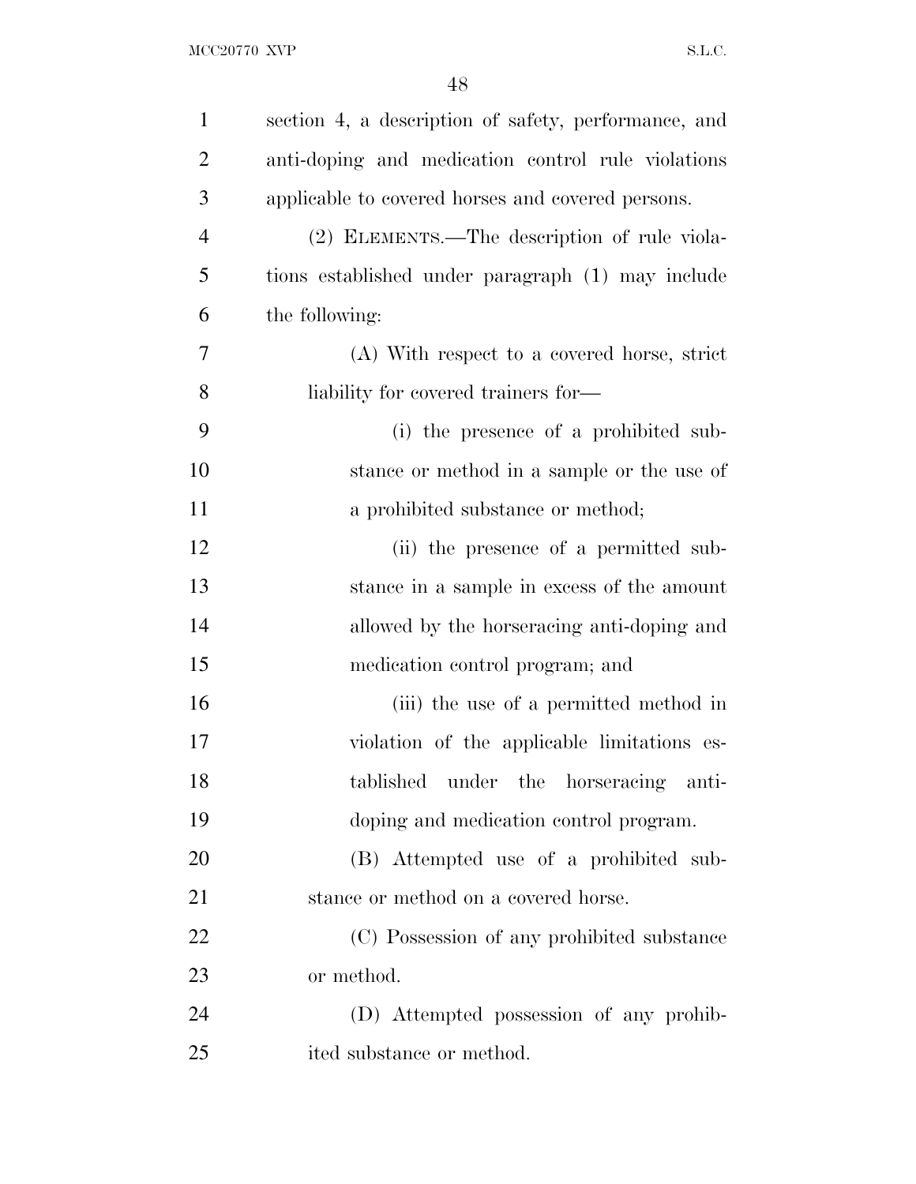section 4, a description of safety, performance, and anti-doping and medication control rule violations applicable to covered horses and covered persons.

(2) ELEMENTS.—The description of rule violations established under paragraph (1) may include the following:

(A) With respect to a covered horse, strict liability for covered trainers for—

(i) the presence of a prohibited substance or method in a sample or the use of a prohibited substance or method;

(ii) the presence of a permitted substance in a sample in excess of the amount allowed by the horseracing anti-doping and medication control program; and

(iii) the use of a permitted method in violation of the applicable limitations established under the horseracing anti-doping and medication control program.

(B) Attempted use of a prohibited substance or method on a covered horse.

(C) Possession of any prohibited substance or method.

(D) Attempted possession of any prohibited substance or method.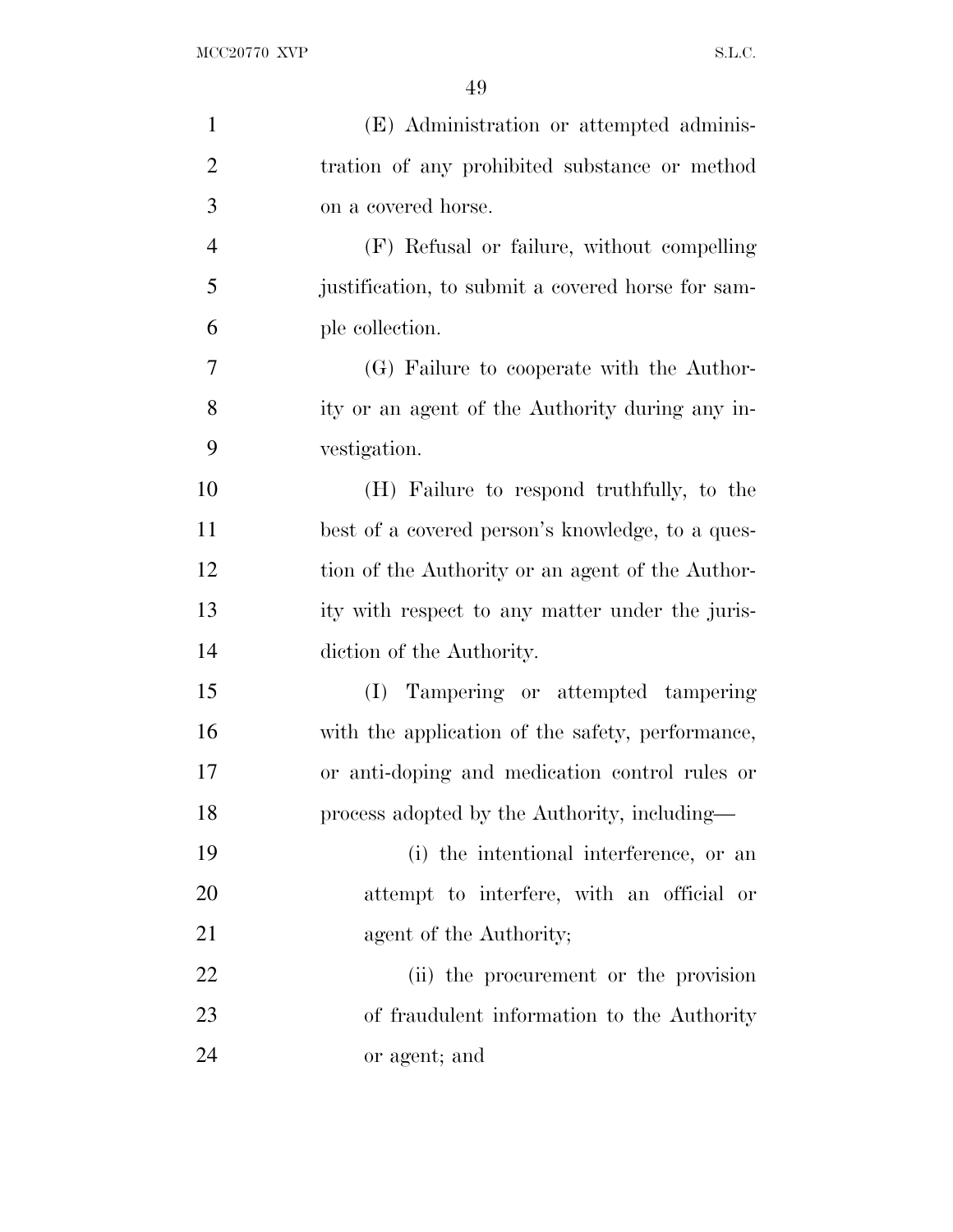(E) Administration or attempted administration of any prohibited substance or method on a covered horse.

(F) Refusal or failure, without compelling justification, to submit a covered horse for sample collection.

(G) Failure to cooperate with the Authority or an agent of the Authority during any investigation.

(H) Failure to respond truthfully, to the best of a covered person's knowledge, to a question of the Authority or an agent of the Authority with respect to any matter under the jurisdiction of the Authority.

(I) Tampering or attempted tampering with the application of the safety, performance, or anti-doping and medication control rules or process adopted by the Authority, including—

(i) the intentional interference, or an attempt to interfere, with an official or agent of the Authority;

(ii) the procurement or the provision of fraudulent information to the Authority or agent; and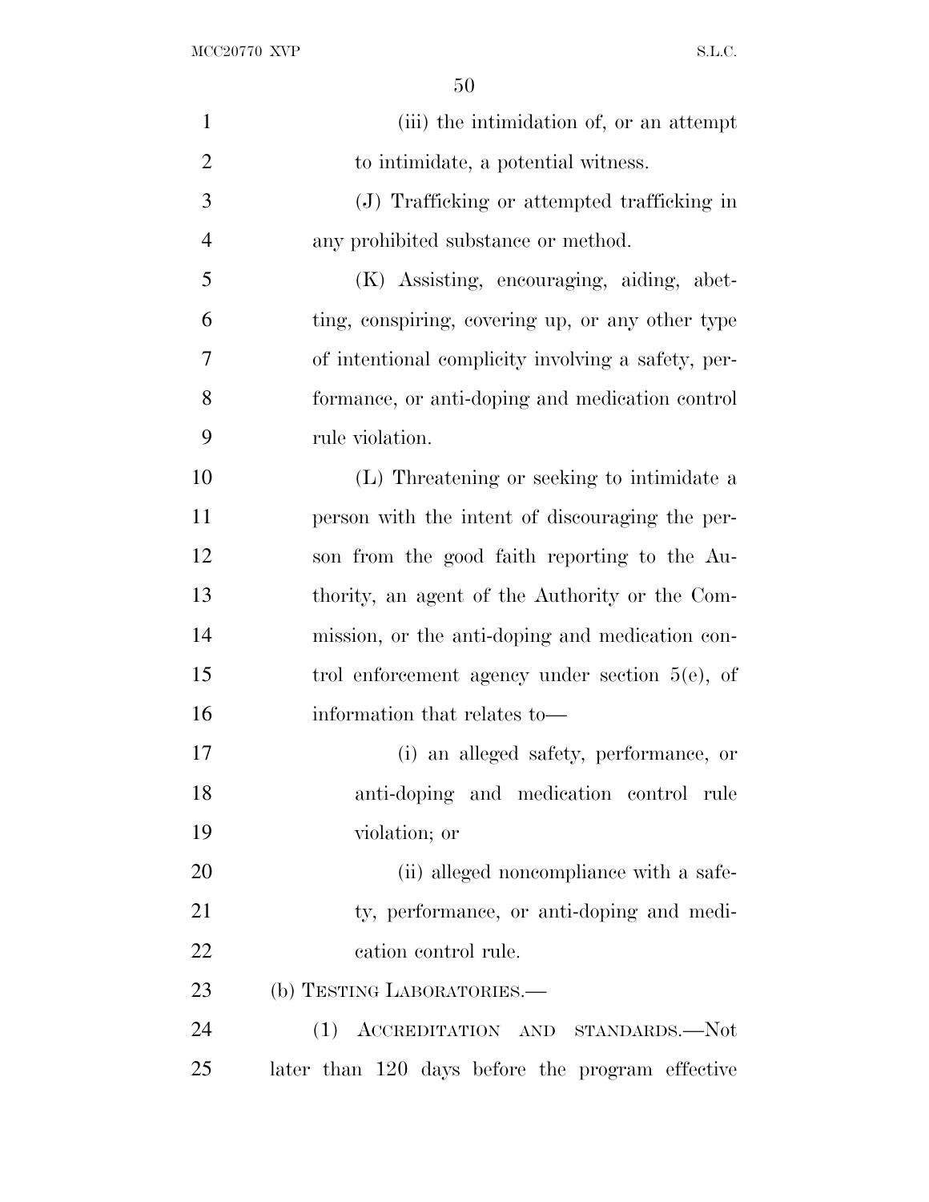(iii) the intimidation of, or an attempt to intimidate, a potential witness.

(J) Trafficking or attempted trafficking in any prohibited substance or method.

(K) Assisting, encouraging, aiding, abetting, conspiring, covering up, or any other type of intentional complicity involving a safety, performance, or anti-doping and medication control rule violation.

(L) Threatening or seeking to intimidate a person with the intent of discouraging the person from the good faith reporting to the Authority, an agent of the Authority or the Commission, or the anti-doping and medication control enforcement agency under section 5(e), of information that relates to—

(i) an alleged safety, performance, or anti-doping and medication control rule violation; or

(ii) alleged noncompliance with a safety, performance, or anti-doping and medication control rule.

(b) TESTING LABORATORIES.—

(1) ACCREDITATION AND STANDARDS.—Not later than 120 days before the program effective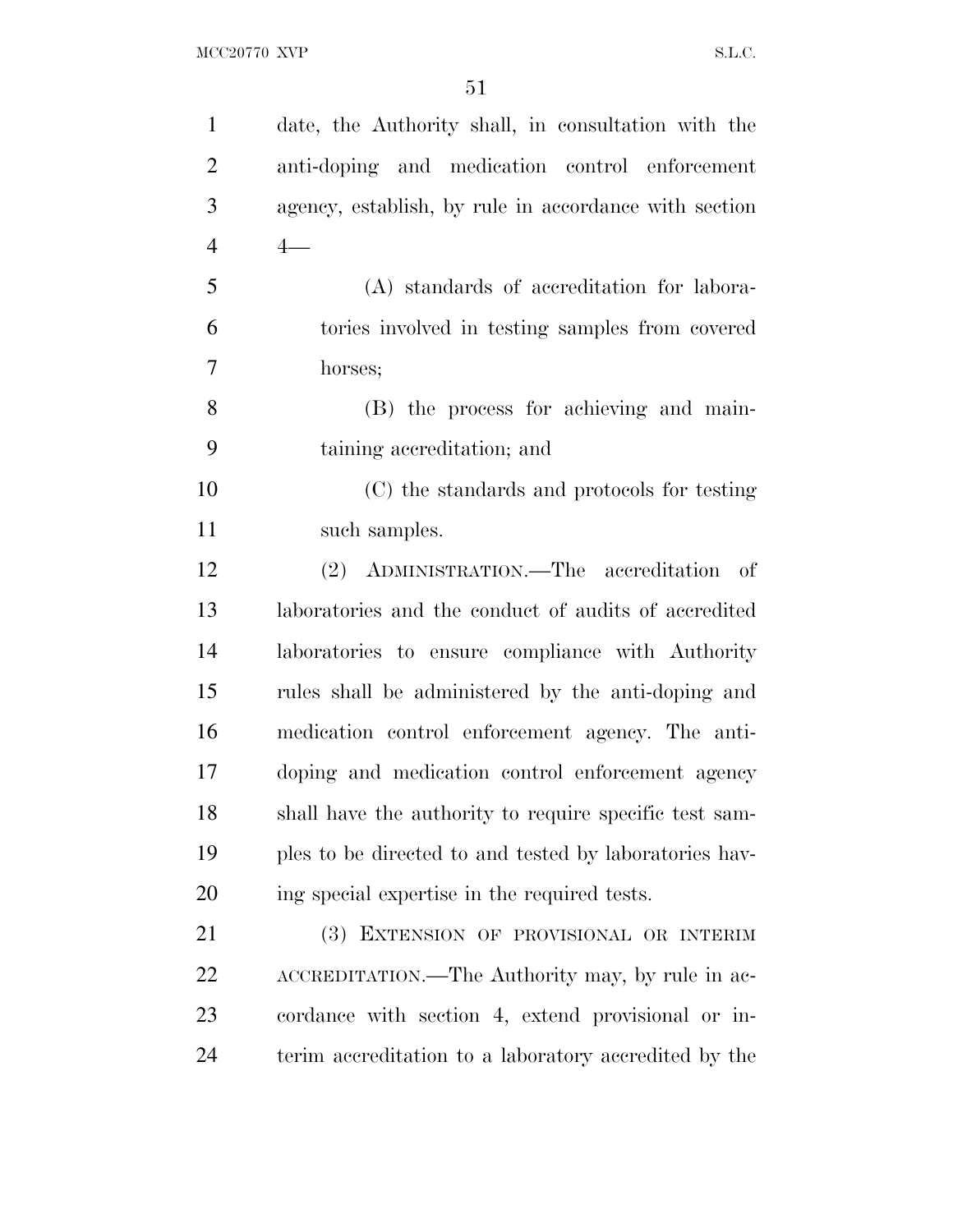date, the Authority shall, in consultation with the anti-doping and medication control enforcement agency, establish, by rule in accordance with section 4—

(A) standards of accreditation for laboratories involved in testing samples from covered horses;

(B) the process for achieving and maintaining accreditation; and

(C) the standards and protocols for testing such samples.

(2) ADMINISTRATION.—The accreditation of laboratories and the conduct of audits of accredited laboratories to ensure compliance with Authority rules shall be administered by the anti-doping and medication control enforcement agency. The anti-doping and medication control enforcement agency shall have the authority to require specific test samples to be directed to and tested by laboratories having special expertise in the required tests.

(3) EXTENSION OF PROVISIONAL OR INTERIM ACCREDITATION.—The Authority may, by rule in accordance with section 4, extend provisional or interim accreditation to a laboratory accredited by the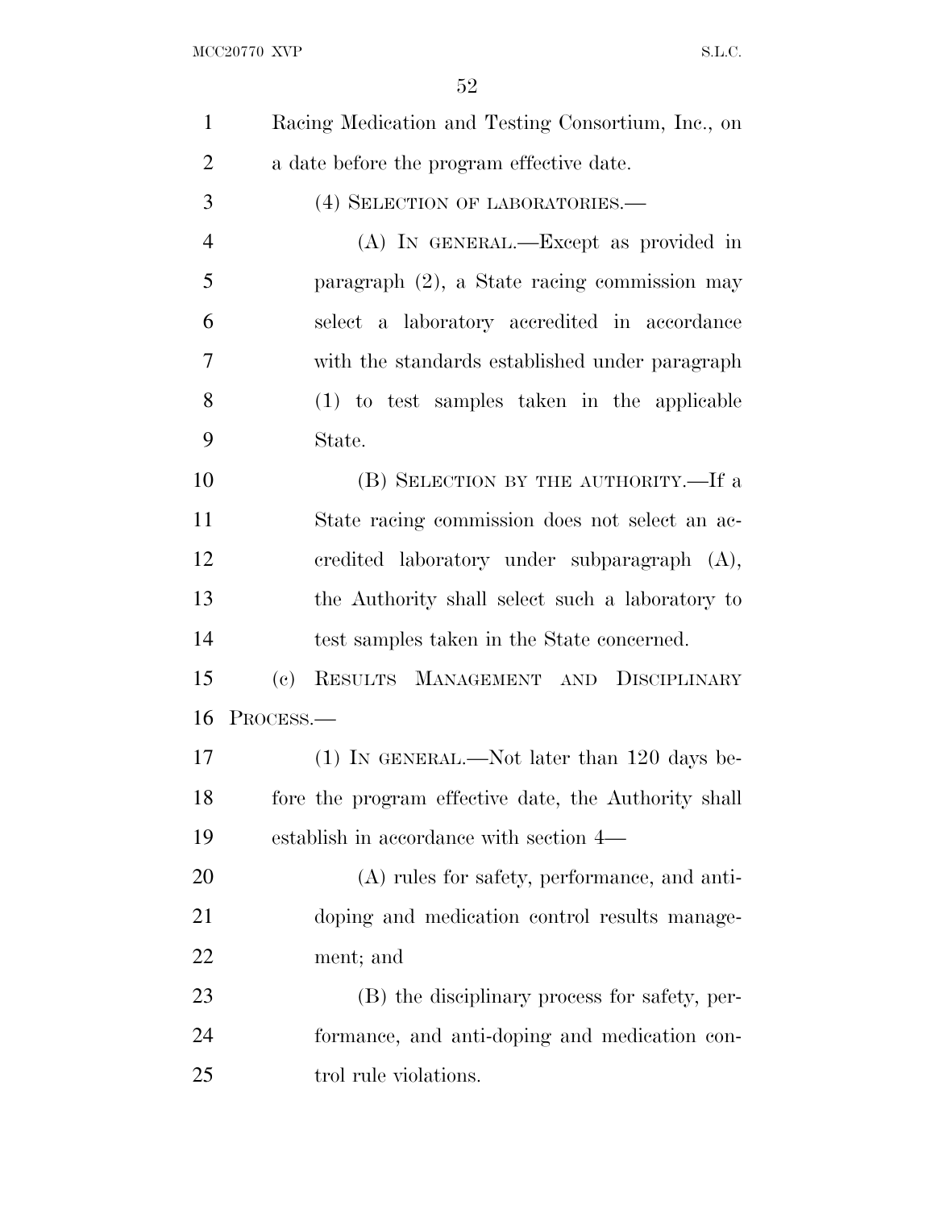Racing Medication and Testing Consortium, Inc., on a date before the program effective date.

(4) SELECTION OF LABORATORIES.—

(A) IN GENERAL.—Except as provided in paragraph (2), a State racing commission may select a laboratory accredited in accordance with the standards established under paragraph (1) to test samples taken in the applicable State.

(B) SELECTION BY THE AUTHORITY.—If a State racing commission does not select an accredited laboratory under subparagraph (A), the Authority shall select such a laboratory to test samples taken in the State concerned.

(c) RESULTS MANAGEMENT AND DISCIPLINARY PROCESS.—

(1) IN GENERAL.—Not later than 120 days before the program effective date, the Authority shall establish in accordance with section 4—

(A) rules for safety, performance, and anti-doping and medication control results management; and

(B) the disciplinary process for safety, performance, and anti-doping and medication control rule violations.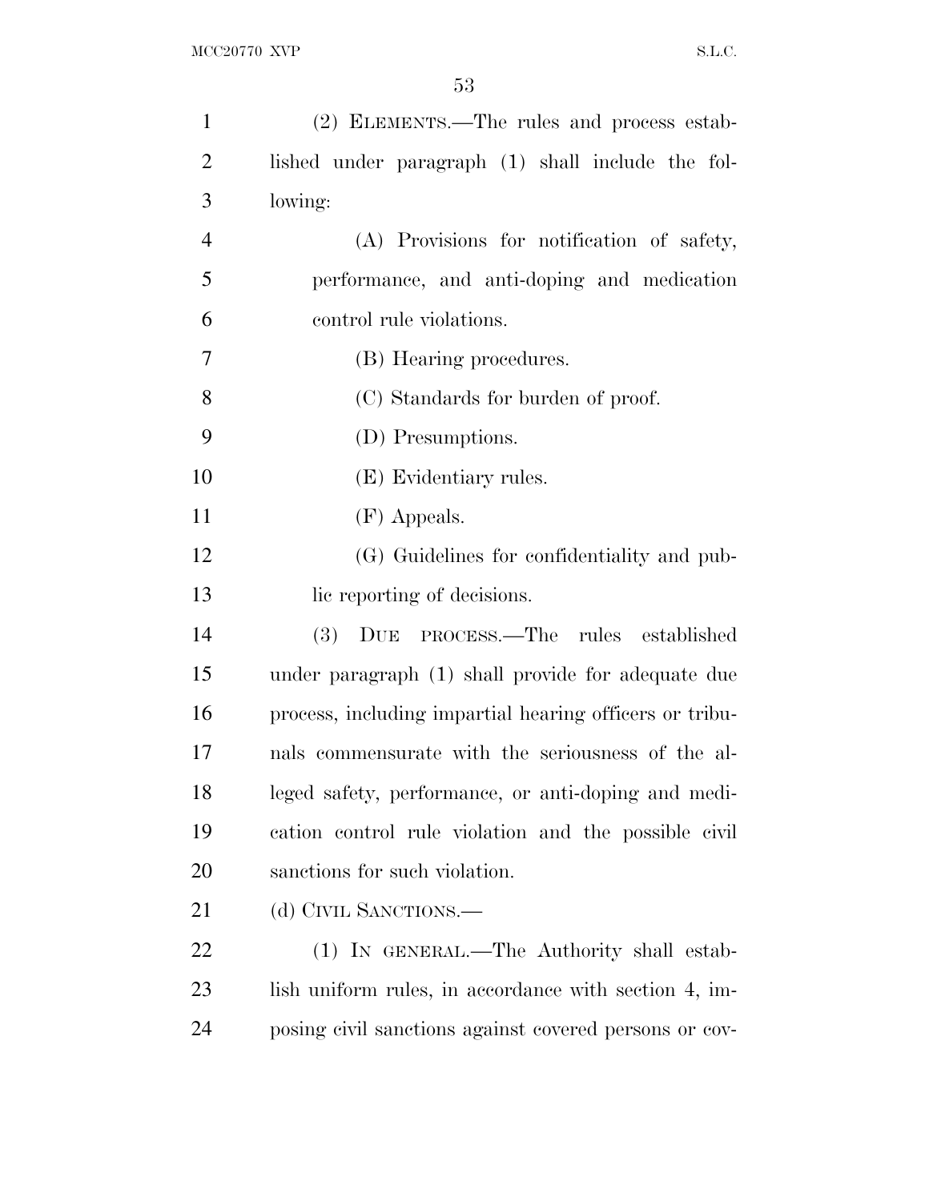(2) ELEMENTS.—The rules and process established under paragraph (1) shall include the following:

(A) Provisions for notification of safety, performance, and anti-doping and medication control rule violations.

(B) Hearing procedures.

(C) Standards for burden of proof.

(D) Presumptions.

(E) Evidentiary rules.

(F) Appeals.

(G) Guidelines for confidentiality and public reporting of decisions.

(3) DUE PROCESS.—The rules established under paragraph (1) shall provide for adequate due process, including impartial hearing officers or tribunals commensurate with the seriousness of the alleged safety, performance, or anti-doping and medication control rule violation and the possible civil sanctions for such violation.

(d) CIVIL SANCTIONS.—

(1) IN GENERAL.—The Authority shall establish uniform rules, in accordance with section 4, imposing civil sanctions against covered persons or cov-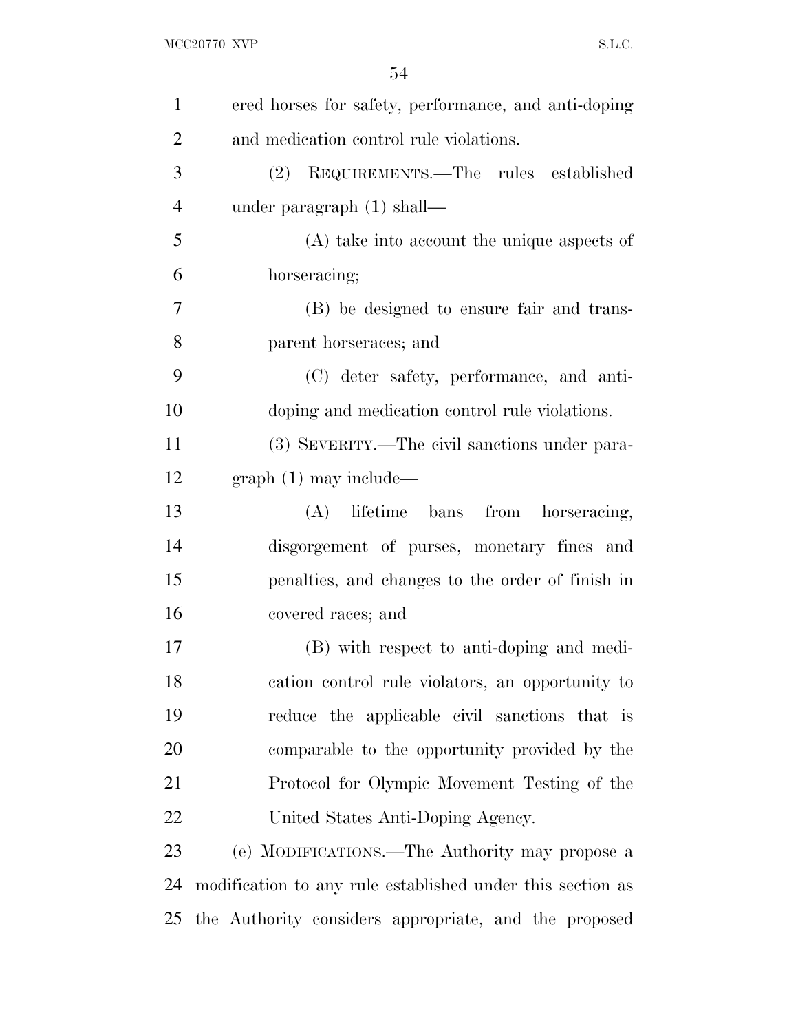ered horses for safety, performance, and anti-doping and medication control rule violations.

(2) REQUIREMENTS.—The rules established under paragraph (1) shall—

(A) take into account the unique aspects of horseracing;

(B) be designed to ensure fair and transparent horseraces; and

(C) deter safety, performance, and anti-doping and medication control rule violations.

(3) SEVERITY.—The civil sanctions under paragraph (1) may include—

(A) lifetime bans from horseracing, disgorgement of purses, monetary fines and penalties, and changes to the order of finish in covered races; and

(B) with respect to anti-doping and medication control rule violators, an opportunity to reduce the applicable civil sanctions that is comparable to the opportunity provided by the Protocol for Olympic Movement Testing of the United States Anti-Doping Agency.

(e) MODIFICATIONS.—The Authority may propose a modification to any rule established under this section as the Authority considers appropriate, and the proposed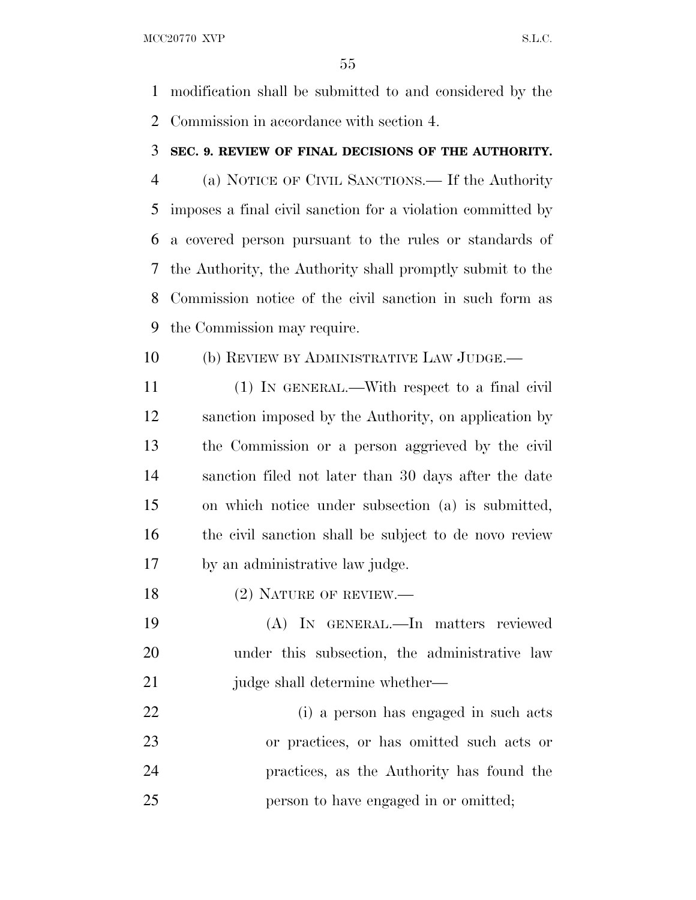modification shall be submitted to and considered by the Commission in accordance with section 4.

**SEC. 9. REVIEW OF FINAL DECISIONS OF THE AUTHORITY.**

(a) NOTICE OF CIVIL SANCTIONS.— If the Authority imposes a final civil sanction for a violation committed by a covered person pursuant to the rules or standards of the Authority, the Authority shall promptly submit to the Commission notice of the civil sanction in such form as the Commission may require.

(b) REVIEW BY ADMINISTRATIVE LAW JUDGE.—

(1) IN GENERAL.—With respect to a final civil sanction imposed by the Authority, on application by the Commission or a person aggrieved by the civil sanction filed not later than 30 days after the date on which notice under subsection (a) is submitted, the civil sanction shall be subject to de novo review by an administrative law judge.

(2) NATURE OF REVIEW.—

(A) IN GENERAL.—In matters reviewed under this subsection, the administrative law judge shall determine whether—

(i) a person has engaged in such acts or practices, or has omitted such acts or practices, as the Authority has found the person to have engaged in or omitted;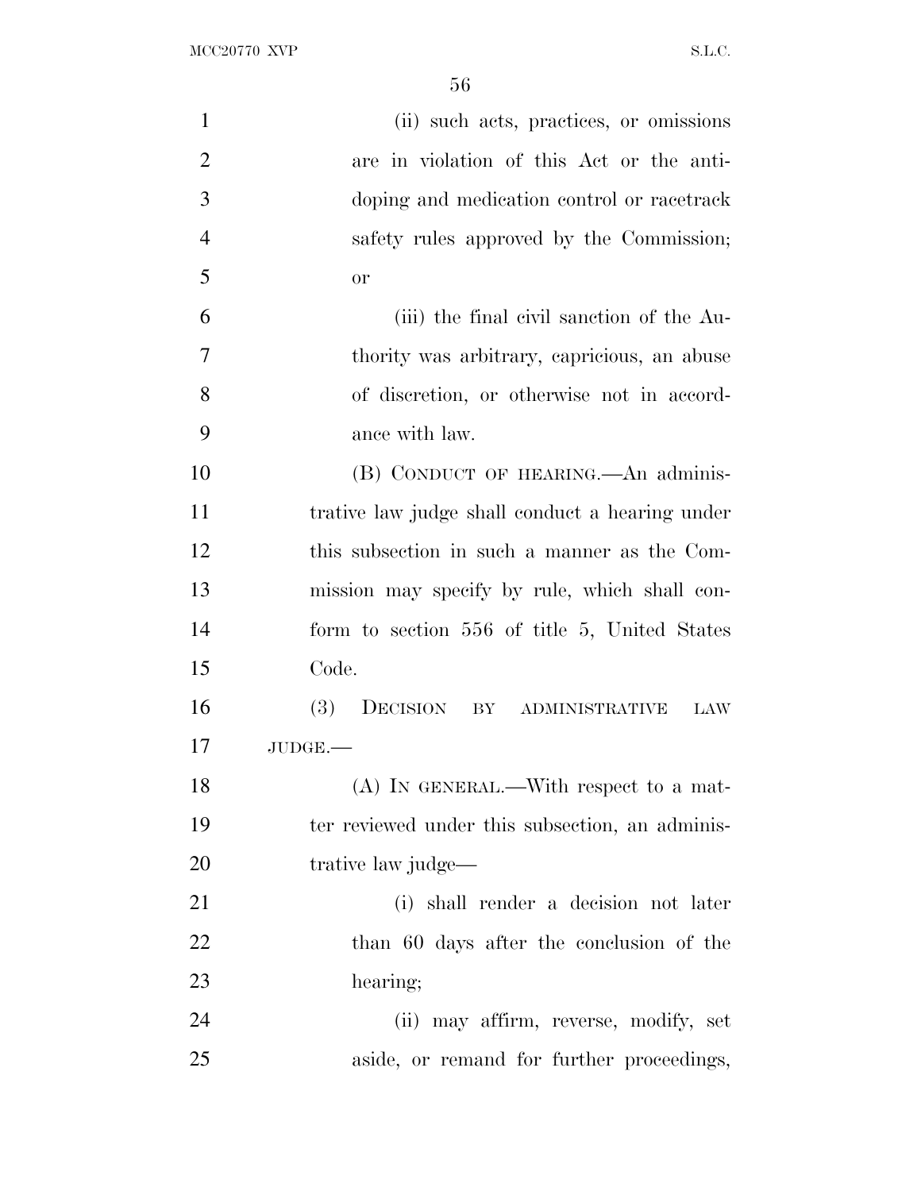(ii) such acts, practices, or omissions are in violation of this Act or the anti-doping and medication control or racetrack safety rules approved by the Commission; or

(iii) the final civil sanction of the Authority was arbitrary, capricious, an abuse of discretion, or otherwise not in accordance with law.

(B) CONDUCT OF HEARING.—An administrative law judge shall conduct a hearing under this subsection in such a manner as the Commission may specify by rule, which shall conform to section 556 of title 5, United States Code.

(3) DECISION BY ADMINISTRATIVE LAW JUDGE.—

(A) IN GENERAL.—With respect to a matter reviewed under this subsection, an administrative law judge—

(i) shall render a decision not later than 60 days after the conclusion of the hearing;

(ii) may affirm, reverse, modify, set aside, or remand for further proceedings,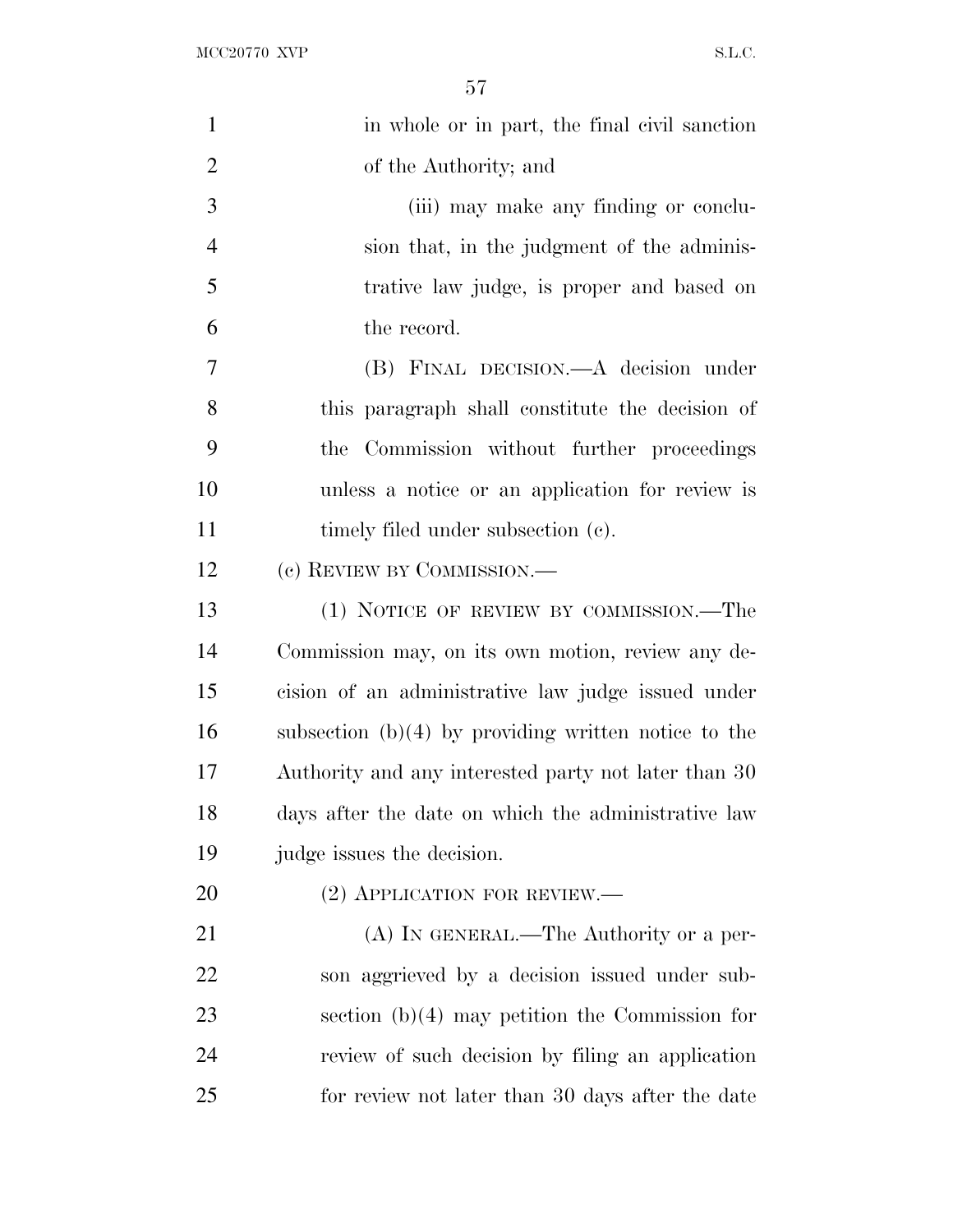in whole or in part, the final civil sanction of the Authority; and

(iii) may make any finding or conclusion that, in the judgment of the administrative law judge, is proper and based on the record.

(B) FINAL DECISION.—A decision under this paragraph shall constitute the decision of the Commission without further proceedings unless a notice or an application for review is timely filed under subsection (c).

(c) REVIEW BY COMMISSION.—

(1) NOTICE OF REVIEW BY COMMISSION.—The Commission may, on its own motion, review any decision of an administrative law judge issued under subsection (b)(4) by providing written notice to the Authority and any interested party not later than 30 days after the date on which the administrative law judge issues the decision.

(2) APPLICATION FOR REVIEW.—

(A) IN GENERAL.—The Authority or a person aggrieved by a decision issued under subsection (b)(4) may petition the Commission for review of such decision by filing an application for review not later than 30 days after the date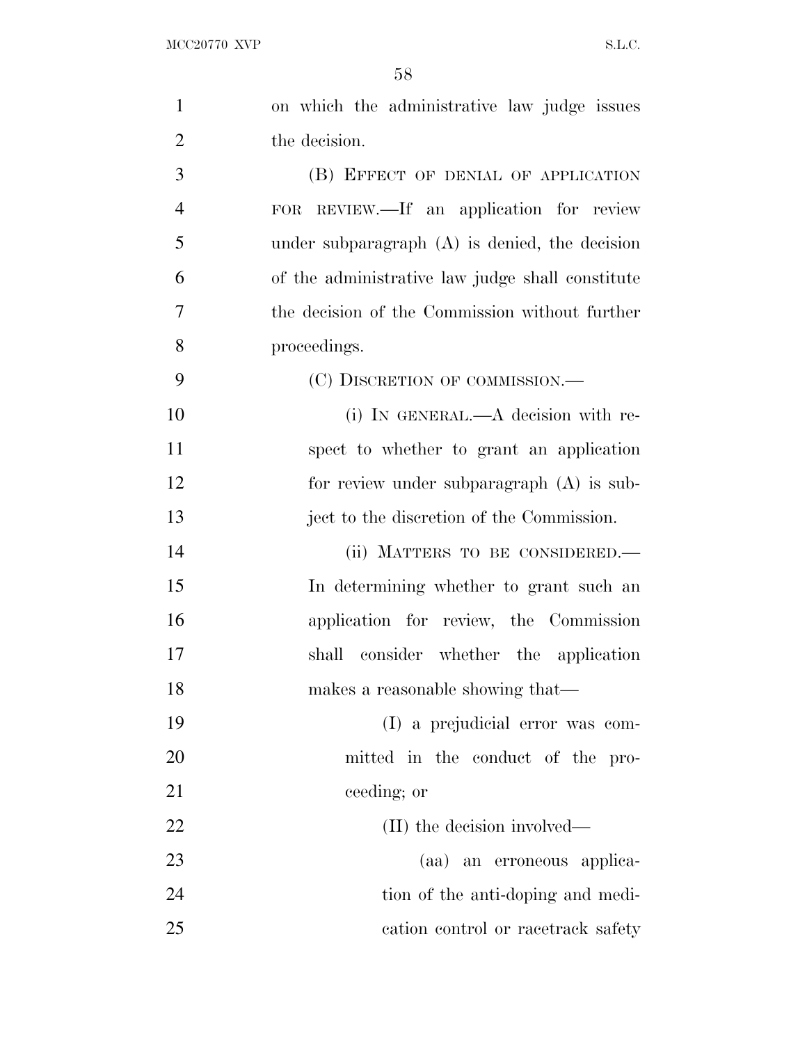on which the administrative law judge issues the decision.

(B) EFFECT OF DENIAL OF APPLICATION FOR REVIEW.—If an application for review under subparagraph (A) is denied, the decision of the administrative law judge shall constitute the decision of the Commission without further proceedings.

(C) DISCRETION OF COMMISSION.—

(i) IN GENERAL.—A decision with respect to whether to grant an application for review under subparagraph (A) is subject to the discretion of the Commission.

(ii) MATTERS TO BE CONSIDERED.—In determining whether to grant such an application for review, the Commission shall consider whether the application makes a reasonable showing that—

(I) a prejudicial error was committed in the conduct of the proceeding; or

(II) the decision involved—

(aa) an erroneous application of the anti-doping and medication control or racetrack safety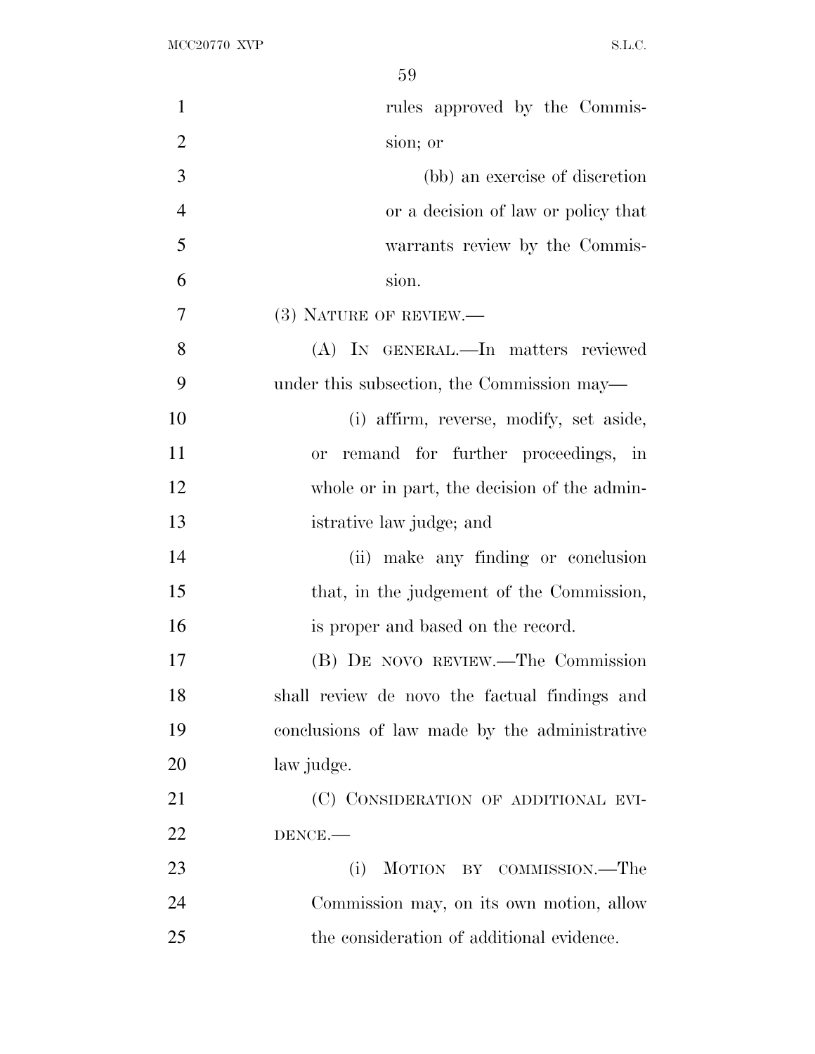rules approved by the Commission; or

(bb) an exercise of discretion or a decision of law or policy that warrants review by the Commission.

(3) NATURE OF REVIEW.—

(A) IN GENERAL.—In matters reviewed under this subsection, the Commission may—

(i) affirm, reverse, modify, set aside, or remand for further proceedings, in whole or in part, the decision of the administrative law judge; and

(ii) make any finding or conclusion that, in the judgement of the Commission, is proper and based on the record.

(B) DE NOVO REVIEW.—The Commission shall review de novo the factual findings and conclusions of law made by the administrative law judge.

(C) CONSIDERATION OF ADDITIONAL EVIDENCE.—

(i) MOTION BY COMMISSION.—The Commission may, on its own motion, allow the consideration of additional evidence.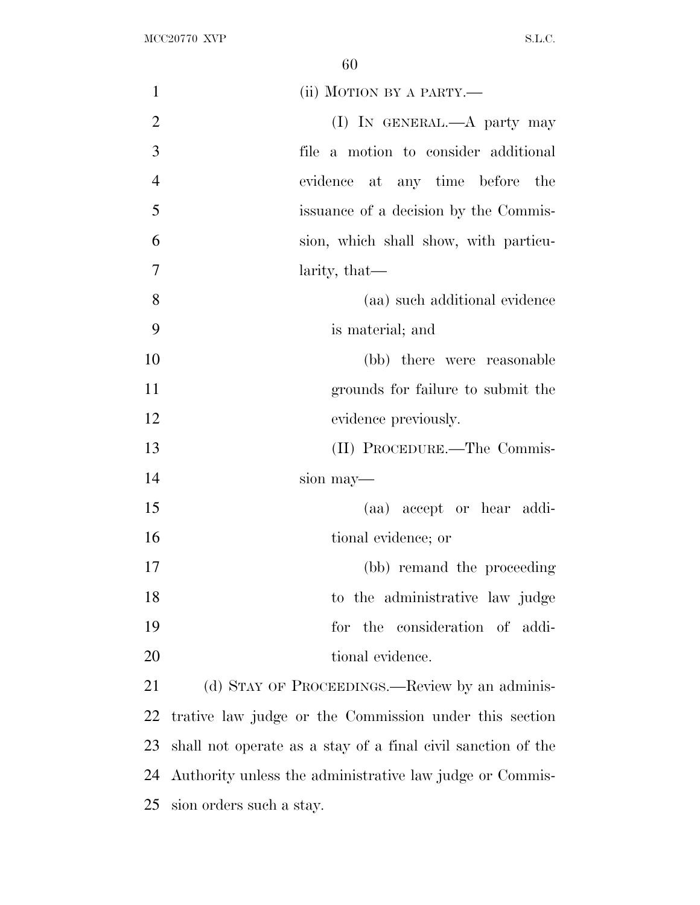(ii) MOTION BY A PARTY.—

(I) IN GENERAL.—A party may file a motion to consider additional evidence at any time before the issuance of a decision by the Commission, which shall show, with particularity, that—

(aa) such additional evidence is material; and

(bb) there were reasonable grounds for failure to submit the evidence previously.

(II) PROCEDURE.—The Commission may—

(aa) accept or hear additional evidence; or

(bb) remand the proceeding to the administrative law judge for the consideration of additional evidence.

(d) STAY OF PROCEEDINGS.—Review by an administrative law judge or the Commission under this section shall not operate as a stay of a final civil sanction of the Authority unless the administrative law judge or Commission orders such a stay.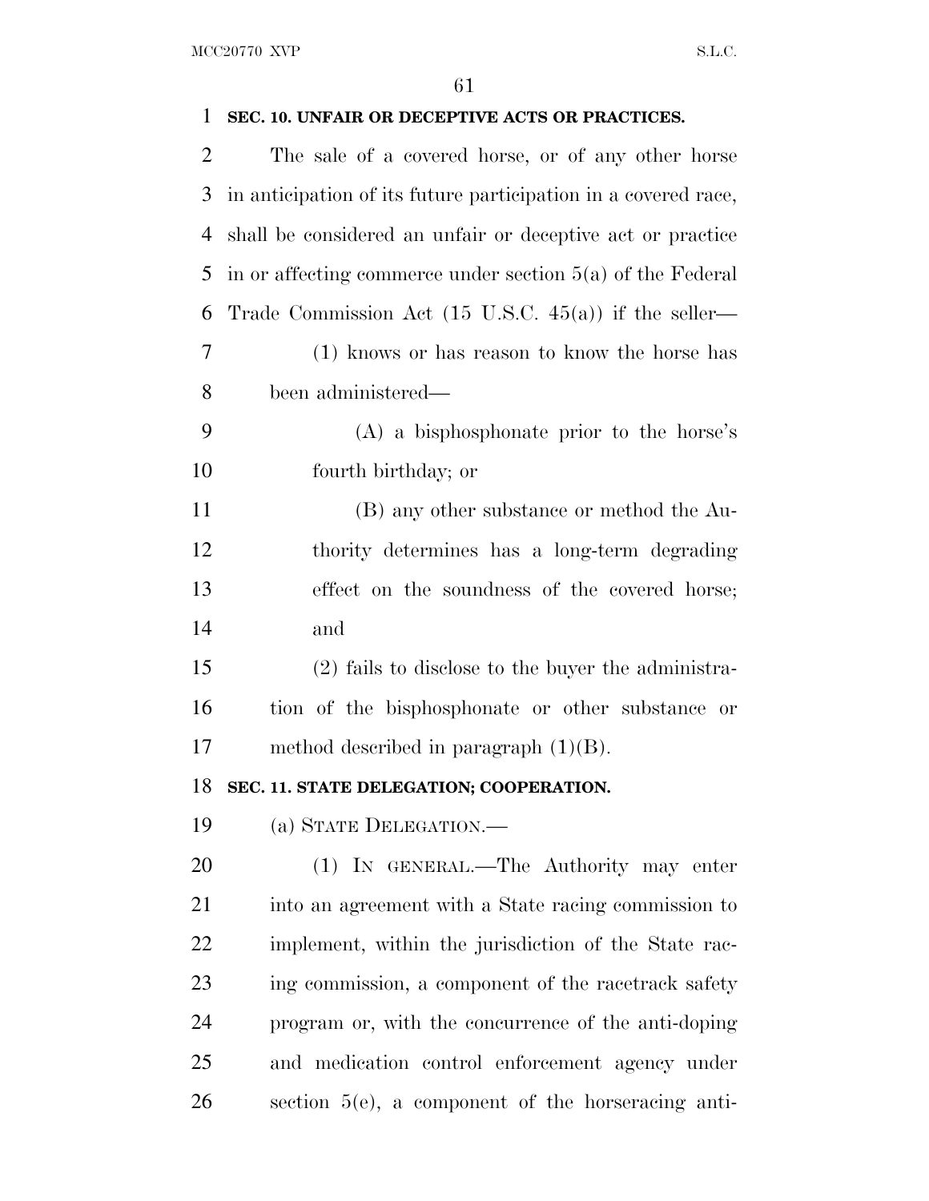## SEC. 10. UNFAIR OR DECEPTIVE ACTS OR PRACTICES.

The sale of a covered horse, or of any other horse in anticipation of its future participation in a covered race, shall be considered an unfair or deceptive act or practice in or affecting commerce under section 5(a) of the Federal Trade Commission Act (15 U.S.C. 45(a)) if the seller—

(1) knows or has reason to know the horse has been administered—

(A) a bisphosphonate prior to the horse's fourth birthday; or

(B) any other substance or method the Authority determines has a long-term degrading effect on the soundness of the covered horse; and

(2) fails to disclose to the buyer the administration of the bisphosphonate or other substance or method described in paragraph (1)(B).

## SEC. 11. STATE DELEGATION; COOPERATION.

(a) STATE DELEGATION.—

(1) IN GENERAL.—The Authority may enter into an agreement with a State racing commission to implement, within the jurisdiction of the State racing commission, a component of the racetrack safety program or, with the concurrence of the anti-doping and medication control enforcement agency under section 5(e), a component of the horseracing anti-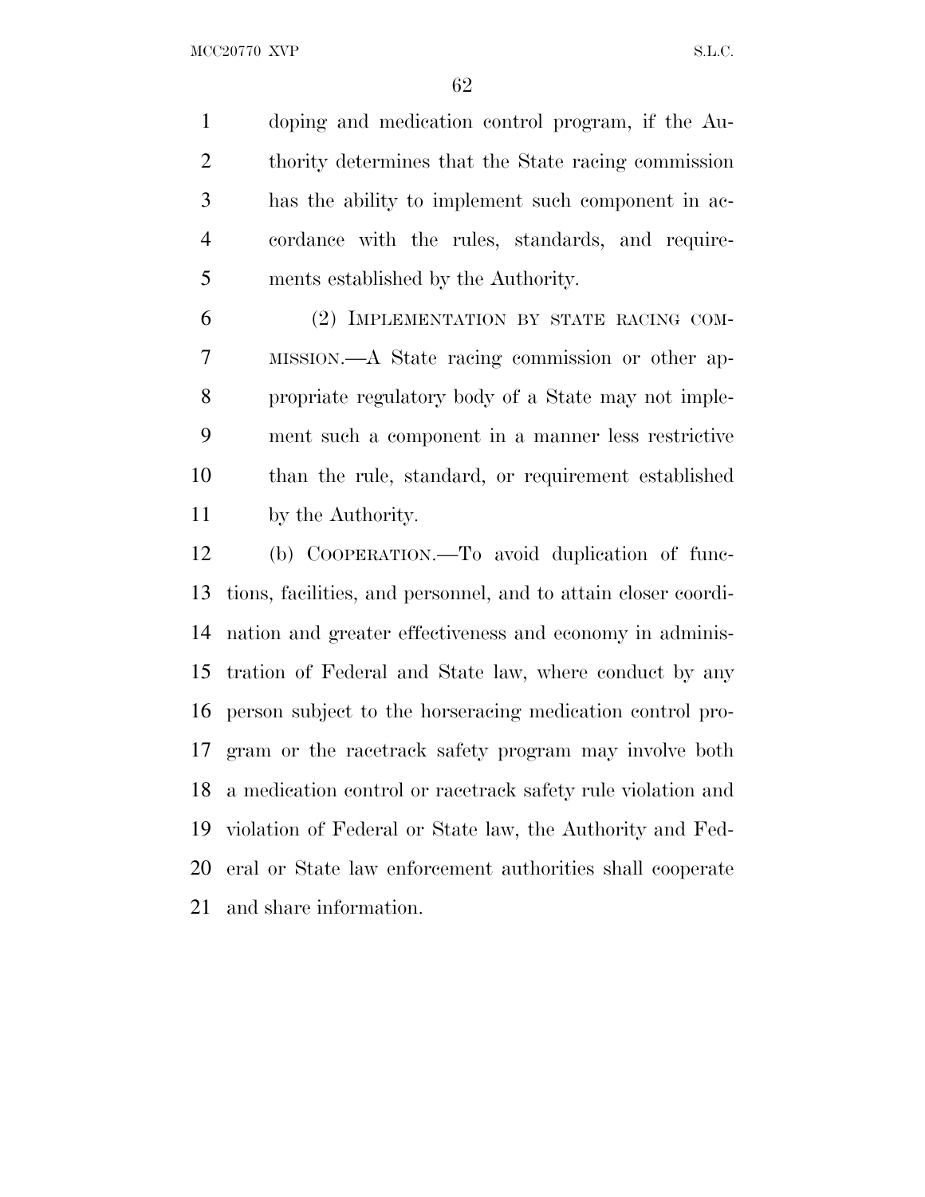doping and medication control program, if the Authority determines that the State racing commission has the ability to implement such component in accordance with the rules, standards, and requirements established by the Authority.

(2) IMPLEMENTATION BY STATE RACING COMMISSION.—A State racing commission or other appropriate regulatory body of a State may not implement such a component in a manner less restrictive than the rule, standard, or requirement established by the Authority.

(b) COOPERATION.—To avoid duplication of functions, facilities, and personnel, and to attain closer coordination and greater effectiveness and economy in administration of Federal and State law, where conduct by any person subject to the horseracing medication control program or the racetrack safety program may involve both a medication control or racetrack safety rule violation and violation of Federal or State law, the Authority and Federal or State law enforcement authorities shall cooperate and share information.